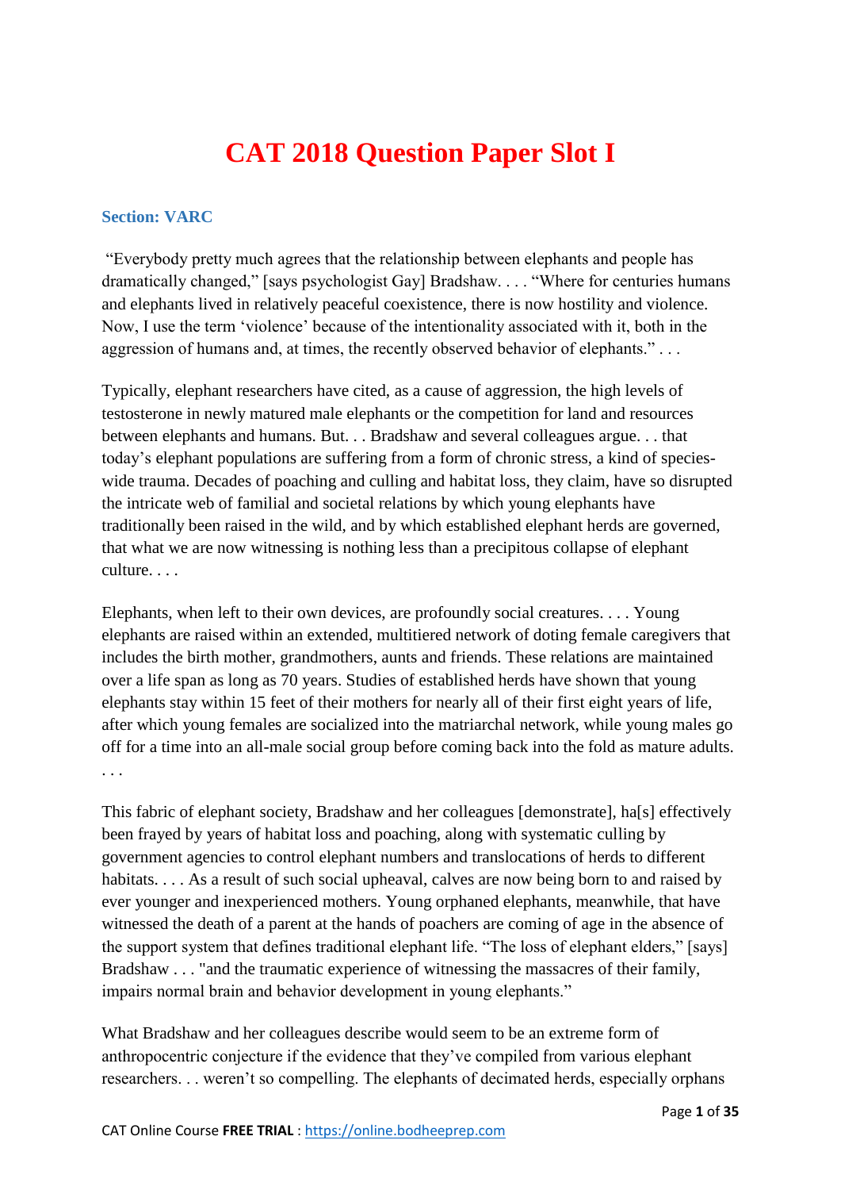# CAT 2018 Question Paper Slot I

## Section: VARC

"Everybody pretty much agrees that the relationship between elephants and people has dramatically changed," [says psychologist Gay] Bradshaw. . . . "Where for centuries humans and elephants lived in relatively peaceful coexistence, there is now hostility and violence. Now, I use the term 'violence' because of the intentionality associated with it, both in the aggression of humans and, at times, the recently observed behavior of elephants." . . .

Typically, elephant researchers have cited, as a cause of aggression, the high levels of testosterone in newly matured male elephants or the competition for land and resources between elephants and humans. But. . . Bradshaw and several colleagues argue. . . that today's elephant populations are suffering from a form of chronic stress, a kind of species-wide trauma. Decades of poaching and culling and habitat loss, they claim, have so disrupted the intricate web of familial and societal relations by which young elephants have traditionally been raised in the wild, and by which established elephant herds are governed, that what we are now witnessing is nothing less than a precipitous collapse of elephant culture. . . .

Elephants, when left to their own devices, are profoundly social creatures. . . . Young elephants are raised within an extended, multitiered network of doting female caregivers that includes the birth mother, grandmothers, aunts and friends. These relations are maintained over a life span as long as 70 years. Studies of established herds have shown that young elephants stay within 15 feet of their mothers for nearly all of their first eight years of life, after which young females are socialized into the matriarchal network, while young males go off for a time into an all-male social group before coming back into the fold as mature adults. . . .

This fabric of elephant society, Bradshaw and her colleagues [demonstrate], ha[s] effectively been frayed by years of habitat loss and poaching, along with systematic culling by government agencies to control elephant numbers and translocations of herds to different habitats. . . . As a result of such social upheaval, calves are now being born to and raised by ever younger and inexperienced mothers. Young orphaned elephants, meanwhile, that have witnessed the death of a parent at the hands of poachers are coming of age in the absence of the support system that defines traditional elephant life. "The loss of elephant elders," [says] Bradshaw . . . "and the traumatic experience of witnessing the massacres of their family, impairs normal brain and behavior development in young elephants."

What Bradshaw and her colleagues describe would seem to be an extreme form of anthropocentric conjecture if the evidence that they've compiled from various elephant researchers. . . weren't so compelling. The elephants of decimated herds, especially orphans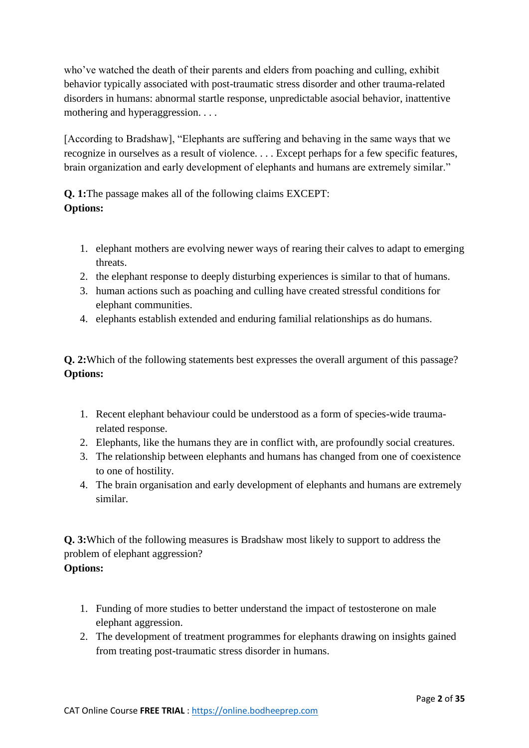who've watched the death of their parents and elders from poaching and culling, exhibit behavior typically associated with post-traumatic stress disorder and other trauma-related disorders in humans: abnormal startle response, unpredictable asocial behavior, inattentive mothering and hyperaggression. . . .

[According to Bradshaw], "Elephants are suffering and behaving in the same ways that we recognize in ourselves as a result of violence. . . . Except perhaps for a few specific features, brain organization and early development of elephants and humans are extremely similar."

**Q. 1:** The passage makes all of the following claims EXCEPT:
**Options:**

1. elephant mothers are evolving newer ways of rearing their calves to adapt to emerging threats.
2. the elephant response to deeply disturbing experiences is similar to that of humans.
3. human actions such as poaching and culling have created stressful conditions for elephant communities.
4. elephants establish extended and enduring familial relationships as do humans.

**Q. 2:** Which of the following statements best expresses the overall argument of this passage?
**Options:**

1. Recent elephant behaviour could be understood as a form of species-wide trauma-related response.
2. Elephants, like the humans they are in conflict with, are profoundly social creatures.
3. The relationship between elephants and humans has changed from one of coexistence to one of hostility.
4. The brain organisation and early development of elephants and humans are extremely similar.

**Q. 3:** Which of the following measures is Bradshaw most likely to support to address the problem of elephant aggression?
**Options:**

1. Funding of more studies to better understand the impact of testosterone on male elephant aggression.
2. The development of treatment programmes for elephants drawing on insights gained from treating post-traumatic stress disorder in humans.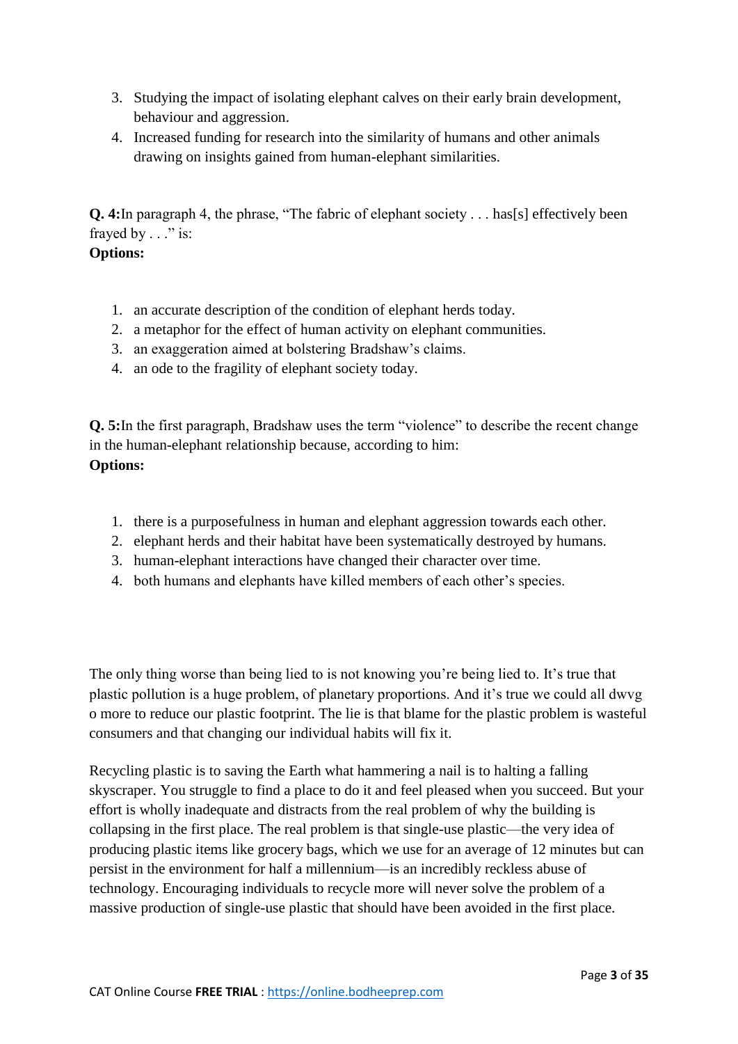3. Studying the impact of isolating elephant calves on their early brain development, behaviour and aggression.
4. Increased funding for research into the similarity of humans and other animals drawing on insights gained from human-elephant similarities.

**Q. 4:**In paragraph 4, the phrase, "The fabric of elephant society . . . has[s] effectively been frayed by . . ." is:
**Options:**

1. an accurate description of the condition of elephant herds today.
2. a metaphor for the effect of human activity on elephant communities.
3. an exaggeration aimed at bolstering Bradshaw's claims.
4. an ode to the fragility of elephant society today.

**Q. 5:**In the first paragraph, Bradshaw uses the term "violence" to describe the recent change in the human-elephant relationship because, according to him:
**Options:**

1. there is a purposefulness in human and elephant aggression towards each other.
2. elephant herds and their habitat have been systematically destroyed by humans.
3. human-elephant interactions have changed their character over time.
4. both humans and elephants have killed members of each other's species.

The only thing worse than being lied to is not knowing you're being lied to. It's true that plastic pollution is a huge problem, of planetary proportions. And it's true we could all dwvg o more to reduce our plastic footprint. The lie is that blame for the plastic problem is wasteful consumers and that changing our individual habits will fix it.

Recycling plastic is to saving the Earth what hammering a nail is to halting a falling skyscraper. You struggle to find a place to do it and feel pleased when you succeed. But your effort is wholly inadequate and distracts from the real problem of why the building is collapsing in the first place. The real problem is that single-use plastic—the very idea of producing plastic items like grocery bags, which we use for an average of 12 minutes but can persist in the environment for half a millennium—is an incredibly reckless abuse of technology. Encouraging individuals to recycle more will never solve the problem of a massive production of single-use plastic that should have been avoided in the first place.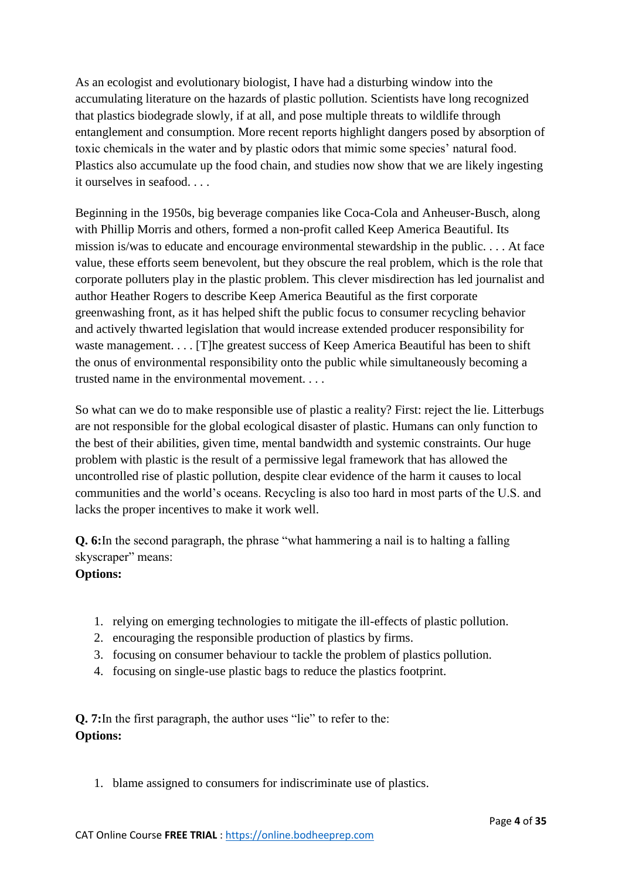As an ecologist and evolutionary biologist, I have had a disturbing window into the accumulating literature on the hazards of plastic pollution. Scientists have long recognized that plastics biodegrade slowly, if at all, and pose multiple threats to wildlife through entanglement and consumption. More recent reports highlight dangers posed by absorption of toxic chemicals in the water and by plastic odors that mimic some species' natural food. Plastics also accumulate up the food chain, and studies now show that we are likely ingesting it ourselves in seafood. . . .

Beginning in the 1950s, big beverage companies like Coca-Cola and Anheuser-Busch, along with Phillip Morris and others, formed a non-profit called Keep America Beautiful. Its mission is/was to educate and encourage environmental stewardship in the public. . . . At face value, these efforts seem benevolent, but they obscure the real problem, which is the role that corporate polluters play in the plastic problem. This clever misdirection has led journalist and author Heather Rogers to describe Keep America Beautiful as the first corporate greenwashing front, as it has helped shift the public focus to consumer recycling behavior and actively thwarted legislation that would increase extended producer responsibility for waste management. . . . [T]he greatest success of Keep America Beautiful has been to shift the onus of environmental responsibility onto the public while simultaneously becoming a trusted name in the environmental movement. . . .

So what can we do to make responsible use of plastic a reality? First: reject the lie. Litterbugs are not responsible for the global ecological disaster of plastic. Humans can only function to the best of their abilities, given time, mental bandwidth and systemic constraints. Our huge problem with plastic is the result of a permissive legal framework that has allowed the uncontrolled rise of plastic pollution, despite clear evidence of the harm it causes to local communities and the world's oceans. Recycling is also too hard in most parts of the U.S. and lacks the proper incentives to make it work well.

**Q. 6:** In the second paragraph, the phrase "what hammering a nail is to halting a falling skyscraper" means:
**Options:**

1. relying on emerging technologies to mitigate the ill-effects of plastic pollution.
2. encouraging the responsible production of plastics by firms.
3. focusing on consumer behaviour to tackle the problem of plastics pollution.
4. focusing on single-use plastic bags to reduce the plastics footprint.

**Q. 7:** In the first paragraph, the author uses "lie" to refer to the:
**Options:**

1. blame assigned to consumers for indiscriminate use of plastics.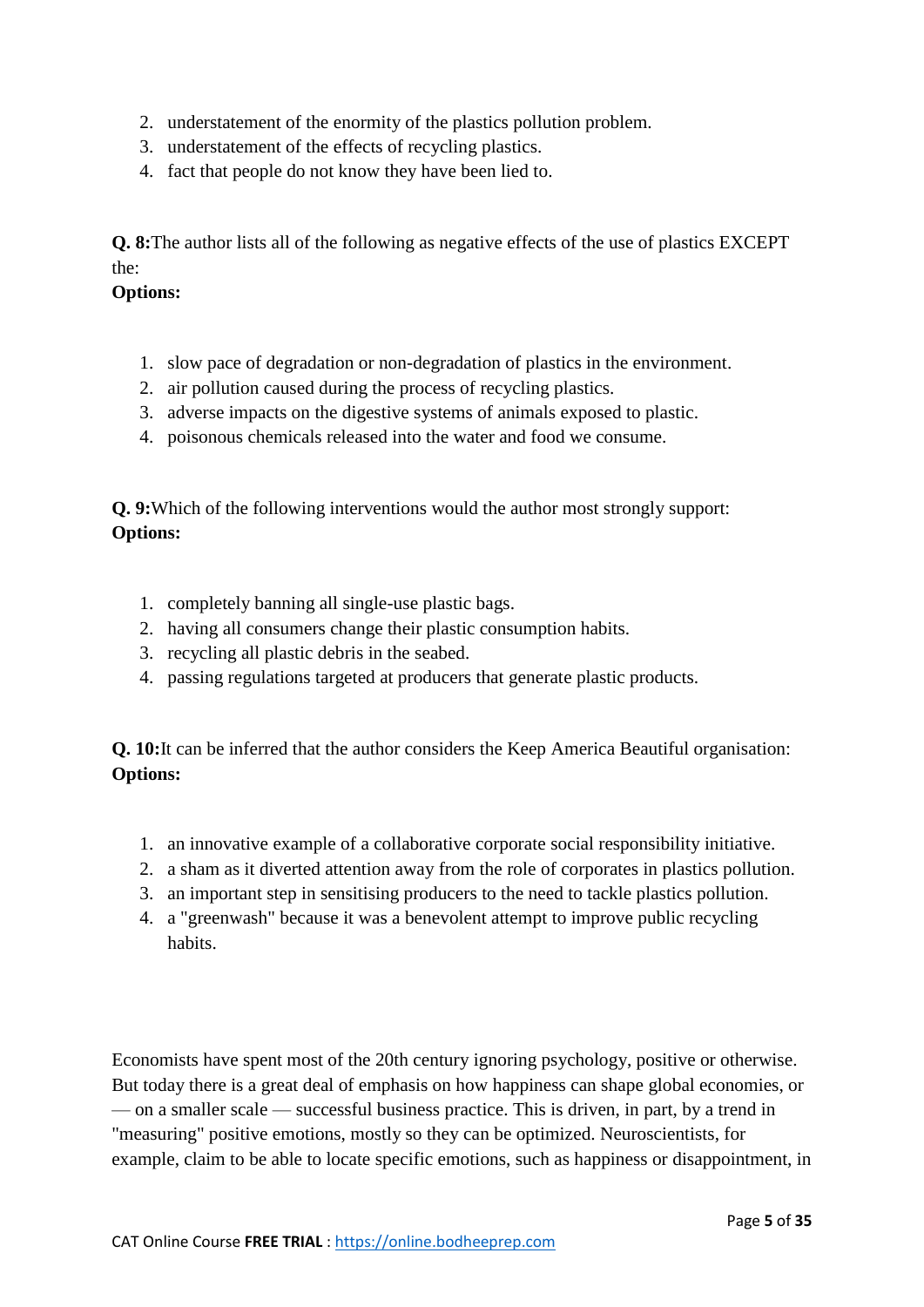2. understatement of the enormity of the plastics pollution problem.
3. understatement of the effects of recycling plastics.
4. fact that people do not know they have been lied to.

**Q. 8:**The author lists all of the following as negative effects of the use of plastics EXCEPT the:

**Options:**

1. slow pace of degradation or non-degradation of plastics in the environment.
2. air pollution caused during the process of recycling plastics.
3. adverse impacts on the digestive systems of animals exposed to plastic.
4. poisonous chemicals released into the water and food we consume.

**Q. 9:**Which of the following interventions would the author most strongly support:

**Options:**

1. completely banning all single-use plastic bags.
2. having all consumers change their plastic consumption habits.
3. recycling all plastic debris in the seabed.
4. passing regulations targeted at producers that generate plastic products.

**Q. 10:**It can be inferred that the author considers the Keep America Beautiful organisation:

**Options:**

1. an innovative example of a collaborative corporate social responsibility initiative.
2. a sham as it diverted attention away from the role of corporates in plastics pollution.
3. an important step in sensitising producers to the need to tackle plastics pollution.
4. a "greenwash" because it was a benevolent attempt to improve public recycling habits.

Economists have spent most of the 20th century ignoring psychology, positive or otherwise. But today there is a great deal of emphasis on how happiness can shape global economies, or — on a smaller scale — successful business practice. This is driven, in part, by a trend in "measuring" positive emotions, mostly so they can be optimized. Neuroscientists, for example, claim to be able to locate specific emotions, such as happiness or disappointment, in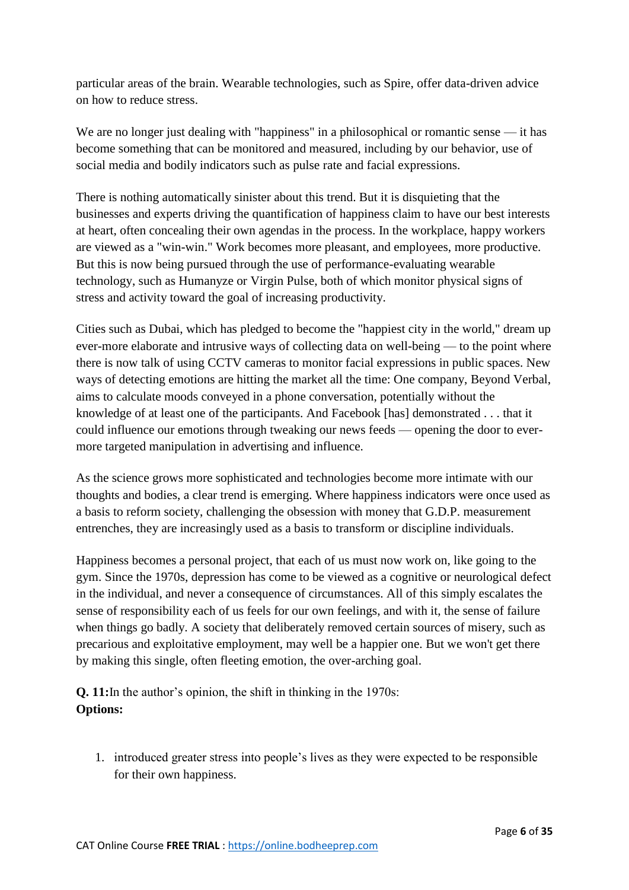particular areas of the brain. Wearable technologies, such as Spire, offer data-driven advice on how to reduce stress.

We are no longer just dealing with "happiness" in a philosophical or romantic sense — it has become something that can be monitored and measured, including by our behavior, use of social media and bodily indicators such as pulse rate and facial expressions.

There is nothing automatically sinister about this trend. But it is disquieting that the businesses and experts driving the quantification of happiness claim to have our best interests at heart, often concealing their own agendas in the process. In the workplace, happy workers are viewed as a "win-win." Work becomes more pleasant, and employees, more productive. But this is now being pursued through the use of performance-evaluating wearable technology, such as Humanyze or Virgin Pulse, both of which monitor physical signs of stress and activity toward the goal of increasing productivity.

Cities such as Dubai, which has pledged to become the "happiest city in the world," dream up ever-more elaborate and intrusive ways of collecting data on well-being — to the point where there is now talk of using CCTV cameras to monitor facial expressions in public spaces. New ways of detecting emotions are hitting the market all the time: One company, Beyond Verbal, aims to calculate moods conveyed in a phone conversation, potentially without the knowledge of at least one of the participants. And Facebook [has] demonstrated . . . that it could influence our emotions through tweaking our news feeds — opening the door to ever-more targeted manipulation in advertising and influence.

As the science grows more sophisticated and technologies become more intimate with our thoughts and bodies, a clear trend is emerging. Where happiness indicators were once used as a basis to reform society, challenging the obsession with money that G.D.P. measurement entrenches, they are increasingly used as a basis to transform or discipline individuals.

Happiness becomes a personal project, that each of us must now work on, like going to the gym. Since the 1970s, depression has come to be viewed as a cognitive or neurological defect in the individual, and never a consequence of circumstances. All of this simply escalates the sense of responsibility each of us feels for our own feelings, and with it, the sense of failure when things go badly. A society that deliberately removed certain sources of misery, such as precarious and exploitative employment, may well be a happier one. But we won't get there by making this single, often fleeting emotion, the over-arching goal.

**Q. 11:** In the author's opinion, the shift in thinking in the 1970s:
**Options:**

1. introduced greater stress into people's lives as they were expected to be responsible for their own happiness.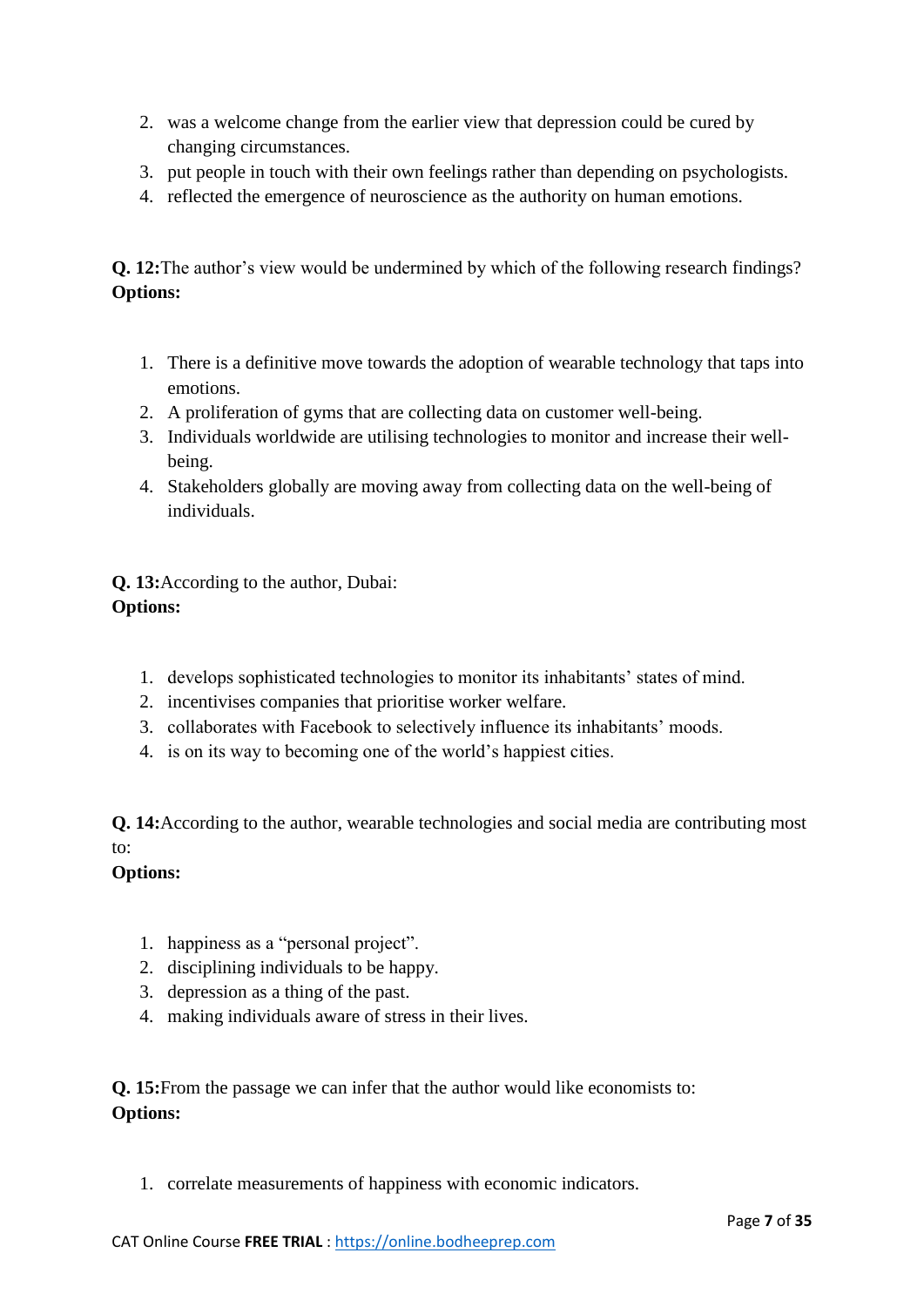2. was a welcome change from the earlier view that depression could be cured by changing circumstances.
3. put people in touch with their own feelings rather than depending on psychologists.
4. reflected the emergence of neuroscience as the authority on human emotions.

**Q. 12:**The author's view would be undermined by which of the following research findings?
**Options:**

1. There is a definitive move towards the adoption of wearable technology that taps into emotions.
2. A proliferation of gyms that are collecting data on customer well-being.
3. Individuals worldwide are utilising technologies to monitor and increase their well-being.
4. Stakeholders globally are moving away from collecting data on the well-being of individuals.

**Q. 13:**According to the author, Dubai:
**Options:**

1. develops sophisticated technologies to monitor its inhabitants' states of mind.
2. incentivises companies that prioritise worker welfare.
3. collaborates with Facebook to selectively influence its inhabitants' moods.
4. is on its way to becoming one of the world's happiest cities.

**Q. 14:**According to the author, wearable technologies and social media are contributing most to:
**Options:**

1. happiness as a "personal project".
2. disciplining individuals to be happy.
3. depression as a thing of the past.
4. making individuals aware of stress in their lives.

**Q. 15:**From the passage we can infer that the author would like economists to:
**Options:**

1. correlate measurements of happiness with economic indicators.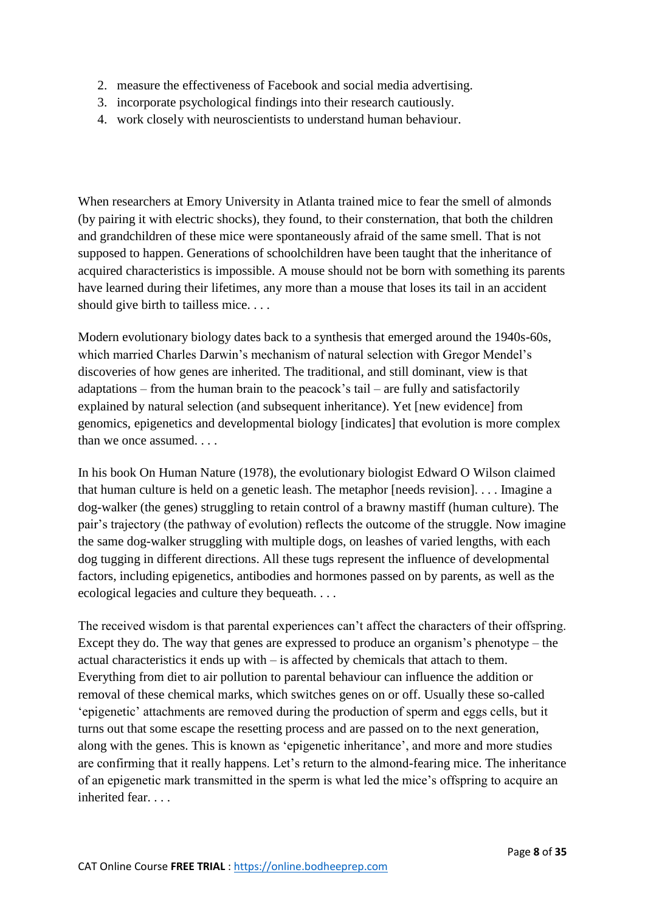2. measure the effectiveness of Facebook and social media advertising.
3. incorporate psychological findings into their research cautiously.
4. work closely with neuroscientists to understand human behaviour.

When researchers at Emory University in Atlanta trained mice to fear the smell of almonds (by pairing it with electric shocks), they found, to their consternation, that both the children and grandchildren of these mice were spontaneously afraid of the same smell. That is not supposed to happen. Generations of schoolchildren have been taught that the inheritance of acquired characteristics is impossible. A mouse should not be born with something its parents have learned during their lifetimes, any more than a mouse that loses its tail in an accident should give birth to tailless mice. . . .

Modern evolutionary biology dates back to a synthesis that emerged around the 1940s-60s, which married Charles Darwin's mechanism of natural selection with Gregor Mendel's discoveries of how genes are inherited. The traditional, and still dominant, view is that adaptations – from the human brain to the peacock's tail – are fully and satisfactorily explained by natural selection (and subsequent inheritance). Yet [new evidence] from genomics, epigenetics and developmental biology [indicates] that evolution is more complex than we once assumed. . . .

In his book On Human Nature (1978), the evolutionary biologist Edward O Wilson claimed that human culture is held on a genetic leash. The metaphor [needs revision]. . . . Imagine a dog-walker (the genes) struggling to retain control of a brawny mastiff (human culture). The pair's trajectory (the pathway of evolution) reflects the outcome of the struggle. Now imagine the same dog-walker struggling with multiple dogs, on leashes of varied lengths, with each dog tugging in different directions. All these tugs represent the influence of developmental factors, including epigenetics, antibodies and hormones passed on by parents, as well as the ecological legacies and culture they bequeath. . . .

The received wisdom is that parental experiences can't affect the characters of their offspring. Except they do. The way that genes are expressed to produce an organism's phenotype – the actual characteristics it ends up with – is affected by chemicals that attach to them. Everything from diet to air pollution to parental behaviour can influence the addition or removal of these chemical marks, which switches genes on or off. Usually these so-called 'epigenetic' attachments are removed during the production of sperm and eggs cells, but it turns out that some escape the resetting process and are passed on to the next generation, along with the genes. This is known as 'epigenetic inheritance', and more and more studies are confirming that it really happens. Let's return to the almond-fearing mice. The inheritance of an epigenetic mark transmitted in the sperm is what led the mice's offspring to acquire an inherited fear. . . .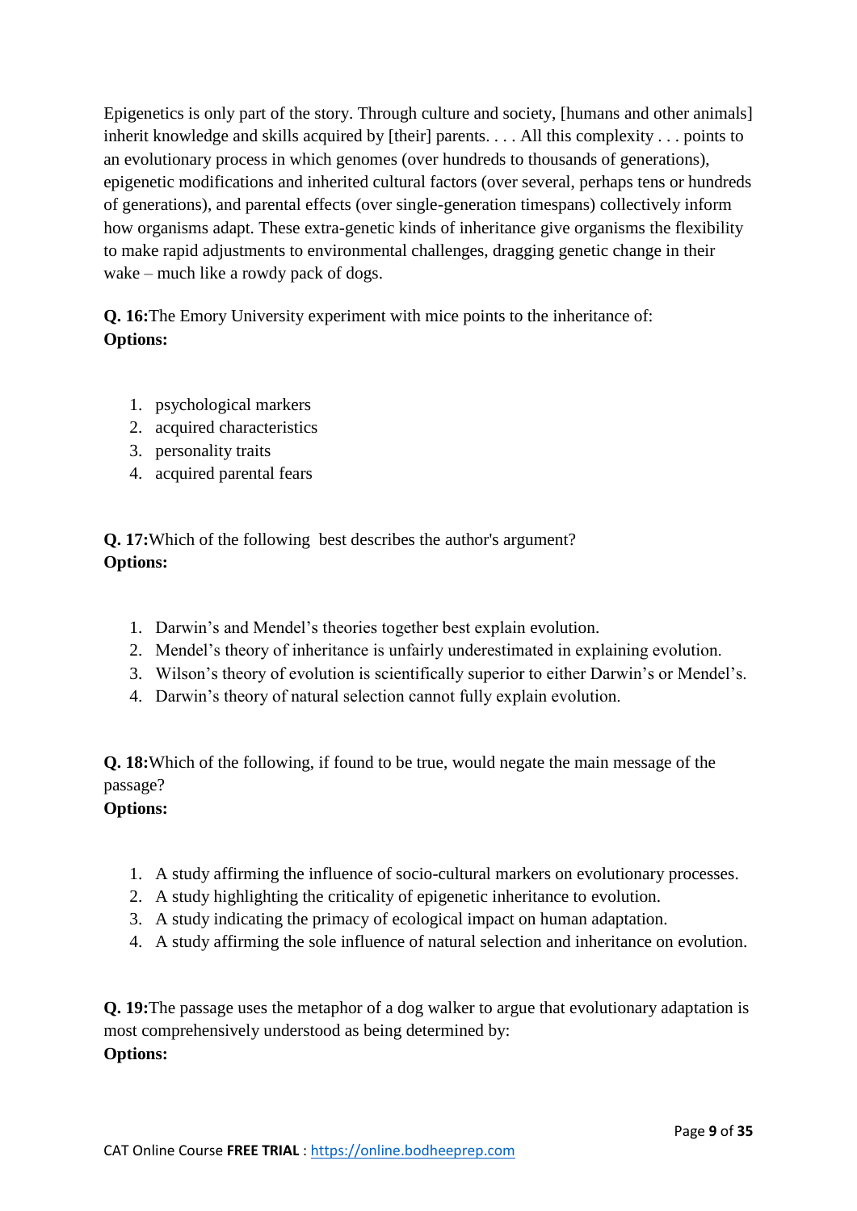Epigenetics is only part of the story. Through culture and society, [humans and other animals] inherit knowledge and skills acquired by [their] parents. . . . All this complexity . . . points to an evolutionary process in which genomes (over hundreds to thousands of generations), epigenetic modifications and inherited cultural factors (over several, perhaps tens or hundreds of generations), and parental effects (over single-generation timespans) collectively inform how organisms adapt. These extra-genetic kinds of inheritance give organisms the flexibility to make rapid adjustments to environmental challenges, dragging genetic change in their wake – much like a rowdy pack of dogs.

**Q. 16:**The Emory University experiment with mice points to the inheritance of:
**Options:**

1. psychological markers
2. acquired characteristics
3. personality traits
4. acquired parental fears

**Q. 17:**Which of the following best describes the author's argument?
**Options:**

1. Darwin's and Mendel's theories together best explain evolution.
2. Mendel's theory of inheritance is unfairly underestimated in explaining evolution.
3. Wilson's theory of evolution is scientifically superior to either Darwin's or Mendel's.
4. Darwin's theory of natural selection cannot fully explain evolution.

**Q. 18:**Which of the following, if found to be true, would negate the main message of the passage?
**Options:**

1. A study affirming the influence of socio-cultural markers on evolutionary processes.
2. A study highlighting the criticality of epigenetic inheritance to evolution.
3. A study indicating the primacy of ecological impact on human adaptation.
4. A study affirming the sole influence of natural selection and inheritance on evolution.

**Q. 19:**The passage uses the metaphor of a dog walker to argue that evolutionary adaptation is most comprehensively understood as being determined by:
**Options:**

CAT Online Course **FREE TRIAL** : https://online.bodheeprep.com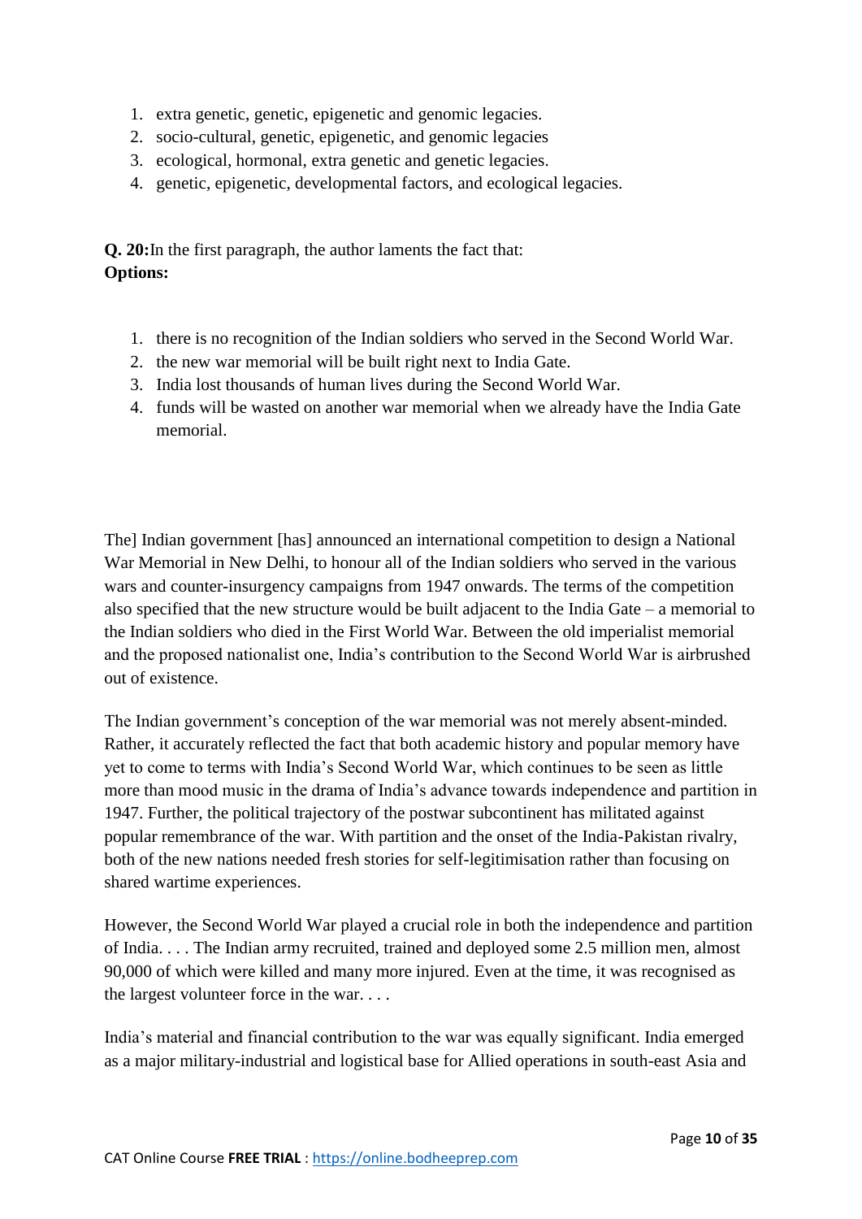1. extra genetic, genetic, epigenetic and genomic legacies.
2. socio-cultural, genetic, epigenetic, and genomic legacies
3. ecological, hormonal, extra genetic and genetic legacies.
4. genetic, epigenetic, developmental factors, and ecological legacies.

**Q. 20:** In the first paragraph, the author laments the fact that:
**Options:**

1. there is no recognition of the Indian soldiers who served in the Second World War.
2. the new war memorial will be built right next to India Gate.
3. India lost thousands of human lives during the Second World War.
4. funds will be wasted on another war memorial when we already have the India Gate memorial.

The] Indian government [has] announced an international competition to design a National War Memorial in New Delhi, to honour all of the Indian soldiers who served in the various wars and counter-insurgency campaigns from 1947 onwards. The terms of the competition also specified that the new structure would be built adjacent to the India Gate – a memorial to the Indian soldiers who died in the First World War. Between the old imperialist memorial and the proposed nationalist one, India's contribution to the Second World War is airbrushed out of existence.

The Indian government's conception of the war memorial was not merely absent-minded. Rather, it accurately reflected the fact that both academic history and popular memory have yet to come to terms with India's Second World War, which continues to be seen as little more than mood music in the drama of India's advance towards independence and partition in 1947. Further, the political trajectory of the postwar subcontinent has militated against popular remembrance of the war. With partition and the onset of the India-Pakistan rivalry, both of the new nations needed fresh stories for self-legitimisation rather than focusing on shared wartime experiences.

However, the Second World War played a crucial role in both the independence and partition of India. . . . The Indian army recruited, trained and deployed some 2.5 million men, almost 90,000 of which were killed and many more injured. Even at the time, it was recognised as the largest volunteer force in the war. . . .

India's material and financial contribution to the war was equally significant. India emerged as a major military-industrial and logistical base for Allied operations in south-east Asia and

CAT Online Course **FREE TRIAL** : https://online.bodheeprep.com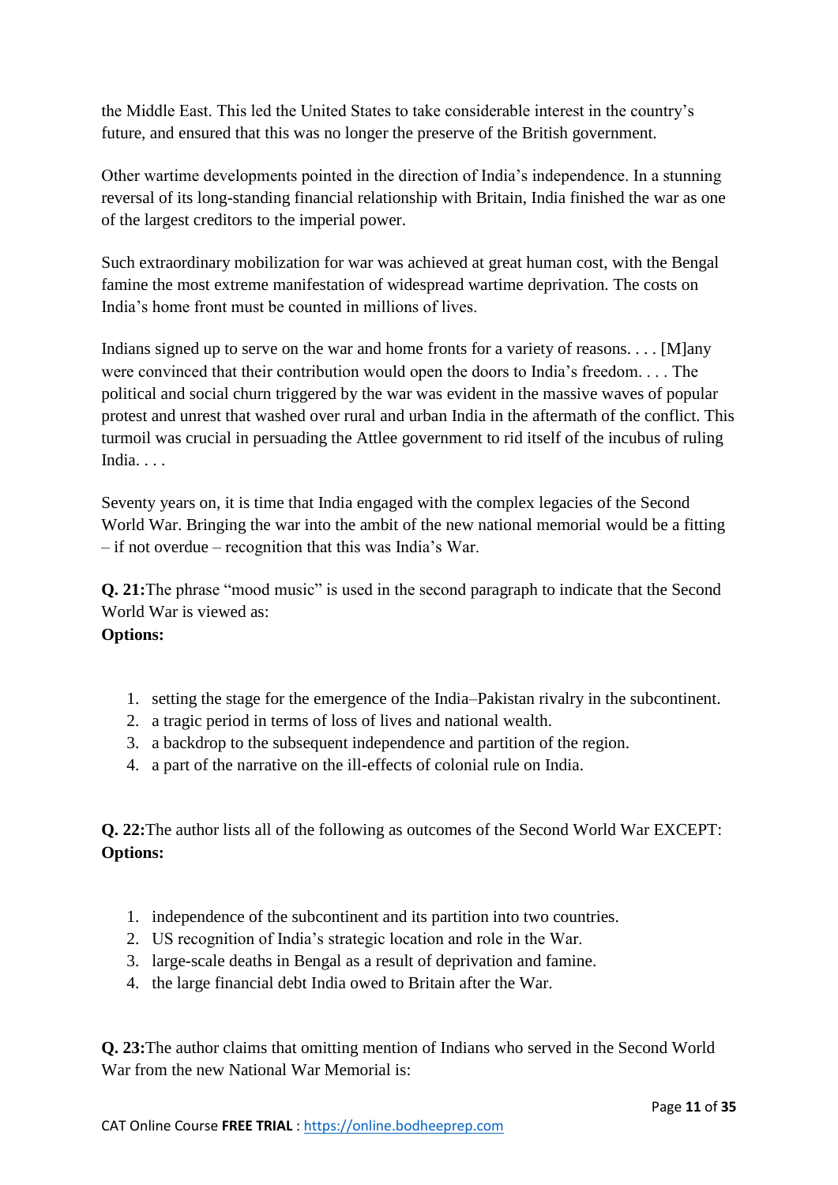the Middle East. This led the United States to take considerable interest in the country's future, and ensured that this was no longer the preserve of the British government.

Other wartime developments pointed in the direction of India's independence. In a stunning reversal of its long-standing financial relationship with Britain, India finished the war as one of the largest creditors to the imperial power.

Such extraordinary mobilization for war was achieved at great human cost, with the Bengal famine the most extreme manifestation of widespread wartime deprivation. The costs on India's home front must be counted in millions of lives.

Indians signed up to serve on the war and home fronts for a variety of reasons. . . . [M]any were convinced that their contribution would open the doors to India's freedom. . . . The political and social churn triggered by the war was evident in the massive waves of popular protest and unrest that washed over rural and urban India in the aftermath of the conflict. This turmoil was crucial in persuading the Attlee government to rid itself of the incubus of ruling India. . . .

Seventy years on, it is time that India engaged with the complex legacies of the Second World War. Bringing the war into the ambit of the new national memorial would be a fitting – if not overdue – recognition that this was India's War.

**Q. 21:**The phrase "mood music" is used in the second paragraph to indicate that the Second World War is viewed as:

**Options:**

1. setting the stage for the emergence of the India–Pakistan rivalry in the subcontinent.
2. a tragic period in terms of loss of lives and national wealth.
3. a backdrop to the subsequent independence and partition of the region.
4. a part of the narrative on the ill-effects of colonial rule on India.

**Q. 22:**The author lists all of the following as outcomes of the Second World War EXCEPT:

**Options:**

1. independence of the subcontinent and its partition into two countries.
2. US recognition of India's strategic location and role in the War.
3. large-scale deaths in Bengal as a result of deprivation and famine.
4. the large financial debt India owed to Britain after the War.

**Q. 23:**The author claims that omitting mention of Indians who served in the Second World War from the new National War Memorial is: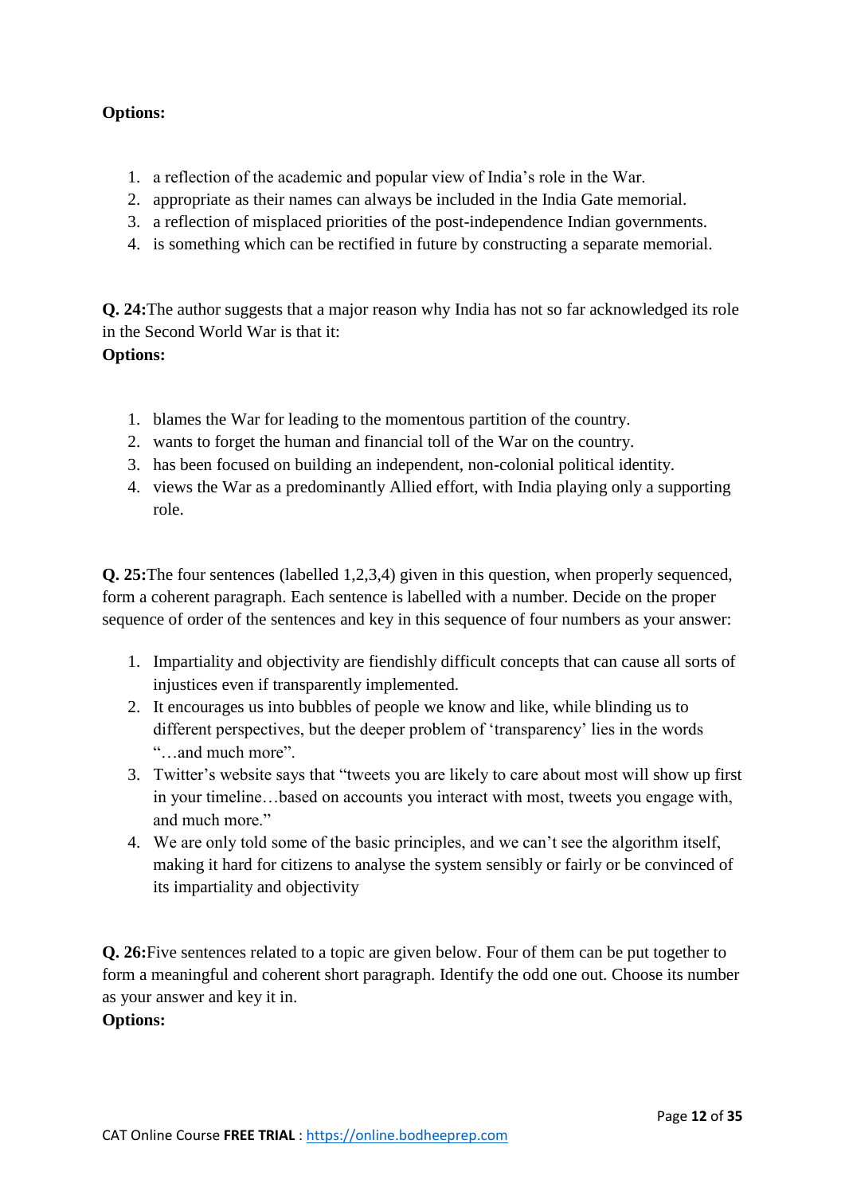**Options:**

1. a reflection of the academic and popular view of India's role in the War.
2. appropriate as their names can always be included in the India Gate memorial.
3. a reflection of misplaced priorities of the post-independence Indian governments.
4. is something which can be rectified in future by constructing a separate memorial.

**Q. 24:**The author suggests that a major reason why India has not so far acknowledged its role in the Second World War is that it:

**Options:**

1. blames the War for leading to the momentous partition of the country.
2. wants to forget the human and financial toll of the War on the country.
3. has been focused on building an independent, non-colonial political identity.
4. views the War as a predominantly Allied effort, with India playing only a supporting role.

**Q. 25:**The four sentences (labelled 1,2,3,4) given in this question, when properly sequenced, form a coherent paragraph. Each sentence is labelled with a number. Decide on the proper sequence of order of the sentences and key in this sequence of four numbers as your answer:

1. Impartiality and objectivity are fiendishly difficult concepts that can cause all sorts of injustices even if transparently implemented.
2. It encourages us into bubbles of people we know and like, while blinding us to different perspectives, but the deeper problem of 'transparency' lies in the words "…and much more".
3. Twitter's website says that "tweets you are likely to care about most will show up first in your timeline…based on accounts you interact with most, tweets you engage with, and much more."
4. We are only told some of the basic principles, and we can't see the algorithm itself, making it hard for citizens to analyse the system sensibly or fairly or be convinced of its impartiality and objectivity

**Q. 26:**Five sentences related to a topic are given below. Four of them can be put together to form a meaningful and coherent short paragraph. Identify the odd one out. Choose its number as your answer and key it in.

**Options:**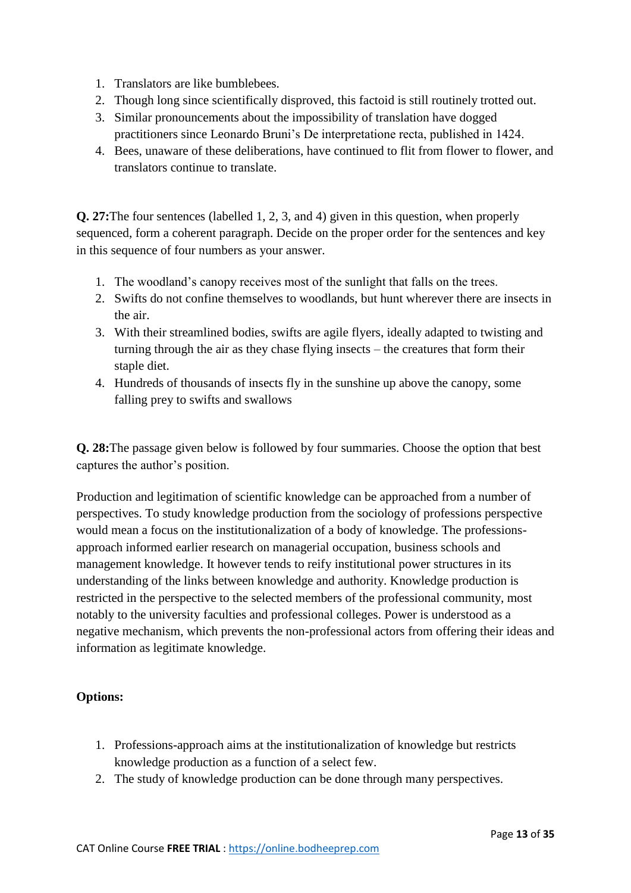1. Translators are like bumblebees.
2. Though long since scientifically disproved, this factoid is still routinely trotted out.
3. Similar pronouncements about the impossibility of translation have dogged practitioners since Leonardo Bruni's De interpretatione recta, published in 1424.
4. Bees, unaware of these deliberations, have continued to flit from flower to flower, and translators continue to translate.

**Q. 27:**The four sentences (labelled 1, 2, 3, and 4) given in this question, when properly sequenced, form a coherent paragraph. Decide on the proper order for the sentences and key in this sequence of four numbers as your answer.

1. The woodland's canopy receives most of the sunlight that falls on the trees.
2. Swifts do not confine themselves to woodlands, but hunt wherever there are insects in the air.
3. With their streamlined bodies, swifts are agile flyers, ideally adapted to twisting and turning through the air as they chase flying insects – the creatures that form their staple diet.
4. Hundreds of thousands of insects fly in the sunshine up above the canopy, some falling prey to swifts and swallows

**Q. 28:**The passage given below is followed by four summaries. Choose the option that best captures the author's position.

Production and legitimation of scientific knowledge can be approached from a number of perspectives. To study knowledge production from the sociology of professions perspective would mean a focus on the institutionalization of a body of knowledge. The professions-approach informed earlier research on managerial occupation, business schools and management knowledge. It however tends to reify institutional power structures in its understanding of the links between knowledge and authority. Knowledge production is restricted in the perspective to the selected members of the professional community, most notably to the university faculties and professional colleges. Power is understood as a negative mechanism, which prevents the non-professional actors from offering their ideas and information as legitimate knowledge.

**Options:**

1. Professions-approach aims at the institutionalization of knowledge but restricts knowledge production as a function of a select few.
2. The study of knowledge production can be done through many perspectives.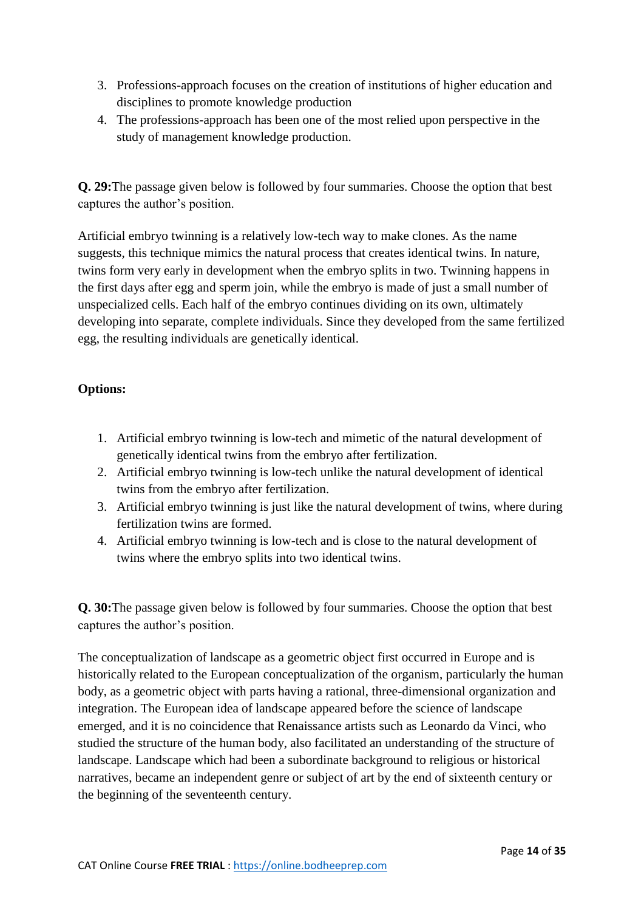3. Professions-approach focuses on the creation of institutions of higher education and disciplines to promote knowledge production
4. The professions-approach has been one of the most relied upon perspective in the study of management knowledge production.

**Q. 29:** The passage given below is followed by four summaries. Choose the option that best captures the author's position.

Artificial embryo twinning is a relatively low-tech way to make clones. As the name suggests, this technique mimics the natural process that creates identical twins. In nature, twins form very early in development when the embryo splits in two. Twinning happens in the first days after egg and sperm join, while the embryo is made of just a small number of unspecialized cells. Each half of the embryo continues dividing on its own, ultimately developing into separate, complete individuals. Since they developed from the same fertilized egg, the resulting individuals are genetically identical.

**Options:**

1. Artificial embryo twinning is low-tech and mimetic of the natural development of genetically identical twins from the embryo after fertilization.
2. Artificial embryo twinning is low-tech unlike the natural development of identical twins from the embryo after fertilization.
3. Artificial embryo twinning is just like the natural development of twins, where during fertilization twins are formed.
4. Artificial embryo twinning is low-tech and is close to the natural development of twins where the embryo splits into two identical twins.

**Q. 30:** The passage given below is followed by four summaries. Choose the option that best captures the author's position.

The conceptualization of landscape as a geometric object first occurred in Europe and is historically related to the European conceptualization of the organism, particularly the human body, as a geometric object with parts having a rational, three-dimensional organization and integration. The European idea of landscape appeared before the science of landscape emerged, and it is no coincidence that Renaissance artists such as Leonardo da Vinci, who studied the structure of the human body, also facilitated an understanding of the structure of landscape. Landscape which had been a subordinate background to religious or historical narratives, became an independent genre or subject of art by the end of sixteenth century or the beginning of the seventeenth century.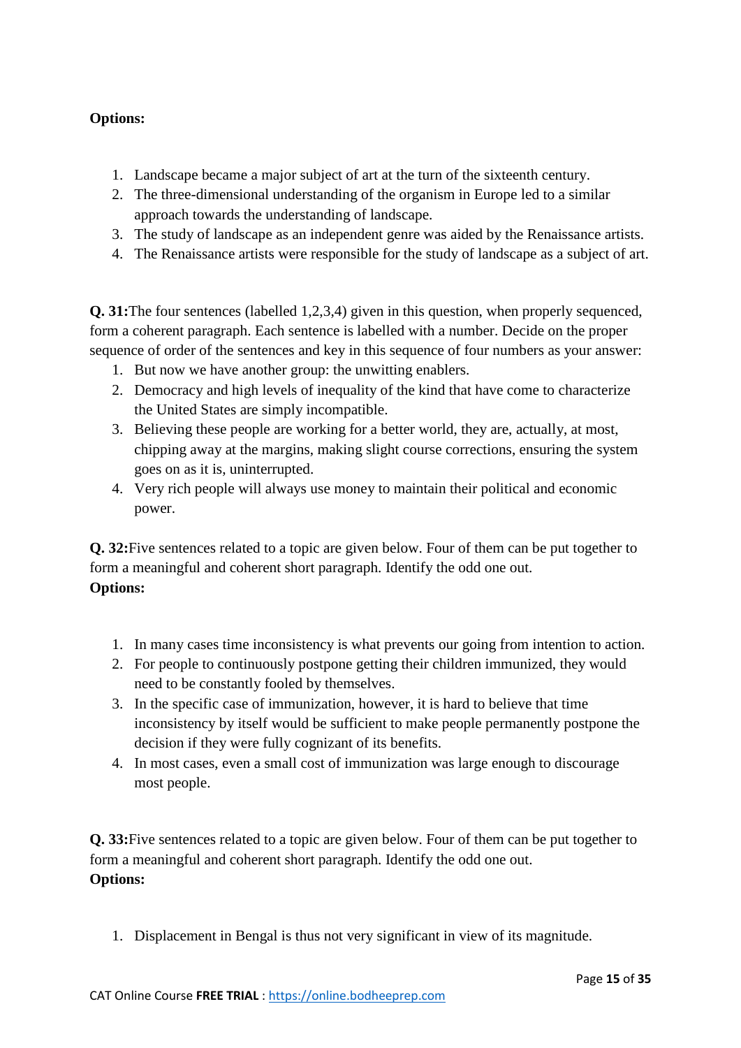**Options:**

1. Landscape became a major subject of art at the turn of the sixteenth century.
2. The three-dimensional understanding of the organism in Europe led to a similar approach towards the understanding of landscape.
3. The study of landscape as an independent genre was aided by the Renaissance artists.
4. The Renaissance artists were responsible for the study of landscape as a subject of art.

**Q. 31:**The four sentences (labelled 1,2,3,4) given in this question, when properly sequenced, form a coherent paragraph. Each sentence is labelled with a number. Decide on the proper sequence of order of the sentences and key in this sequence of four numbers as your answer:

1. But now we have another group: the unwitting enablers.
2. Democracy and high levels of inequality of the kind that have come to characterize the United States are simply incompatible.
3. Believing these people are working for a better world, they are, actually, at most, chipping away at the margins, making slight course corrections, ensuring the system goes on as it is, uninterrupted.
4. Very rich people will always use money to maintain their political and economic power.

**Q. 32:**Five sentences related to a topic are given below. Four of them can be put together to form a meaningful and coherent short paragraph. Identify the odd one out.
**Options:**

1. In many cases time inconsistency is what prevents our going from intention to action.
2. For people to continuously postpone getting their children immunized, they would need to be constantly fooled by themselves.
3. In the specific case of immunization, however, it is hard to believe that time inconsistency by itself would be sufficient to make people permanently postpone the decision if they were fully cognizant of its benefits.
4. In most cases, even a small cost of immunization was large enough to discourage most people.

**Q. 33:**Five sentences related to a topic are given below. Four of them can be put together to form a meaningful and coherent short paragraph. Identify the odd one out.
**Options:**

1. Displacement in Bengal is thus not very significant in view of its magnitude.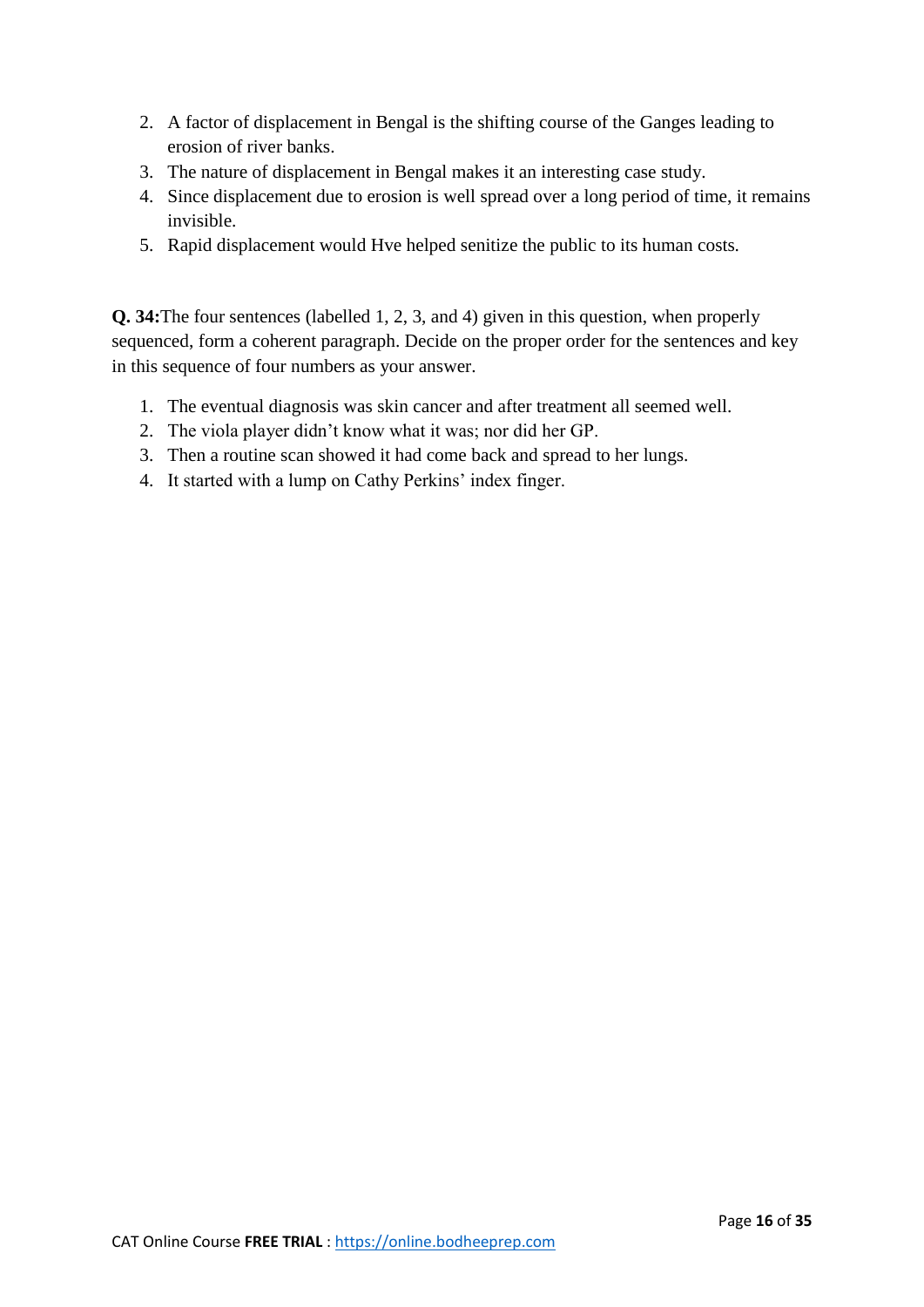2. A factor of displacement in Bengal is the shifting course of the Ganges leading to erosion of river banks.
3. The nature of displacement in Bengal makes it an interesting case study.
4. Since displacement due to erosion is well spread over a long period of time, it remains invisible.
5. Rapid displacement would Hve helped senitize the public to its human costs.

**Q. 34:**The four sentences (labelled 1, 2, 3, and 4) given in this question, when properly sequenced, form a coherent paragraph. Decide on the proper order for the sentences and key in this sequence of four numbers as your answer.

1. The eventual diagnosis was skin cancer and after treatment all seemed well.
2. The viola player didn't know what it was; nor did her GP.
3. Then a routine scan showed it had come back and spread to her lungs.
4. It started with a lump on Cathy Perkins' index finger.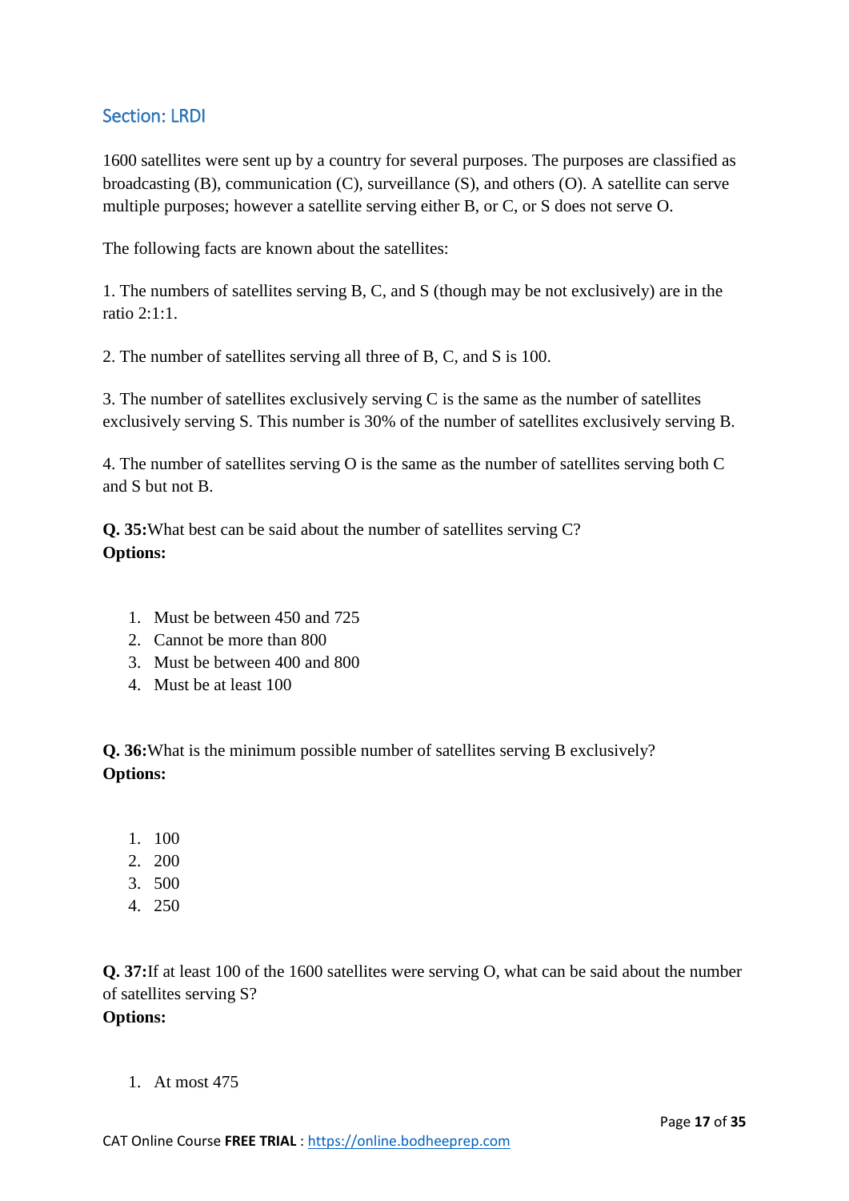## Section: LRDI

1600 satellites were sent up by a country for several purposes. The purposes are classified as broadcasting (B), communication (C), surveillance (S), and others (O). A satellite can serve multiple purposes; however a satellite serving either B, or C, or S does not serve O.

The following facts are known about the satellites:

1. The numbers of satellites serving B, C, and S (though may be not exclusively) are in the ratio 2:1:1.

2. The number of satellites serving all three of B, C, and S is 100.

3. The number of satellites exclusively serving C is the same as the number of satellites exclusively serving S. This number is 30% of the number of satellites exclusively serving B.

4. The number of satellites serving O is the same as the number of satellites serving both C and S but not B.

**Q. 35:**What best can be said about the number of satellites serving C?
**Options:**

1. Must be between 450 and 725
2. Cannot be more than 800
3. Must be between 400 and 800
4. Must be at least 100

**Q. 36:**What is the minimum possible number of satellites serving B exclusively?
**Options:**

1. 100
2. 200
3. 500
4. 250

**Q. 37:**If at least 100 of the 1600 satellites were serving O, what can be said about the number of satellites serving S?
**Options:**

1. At most 475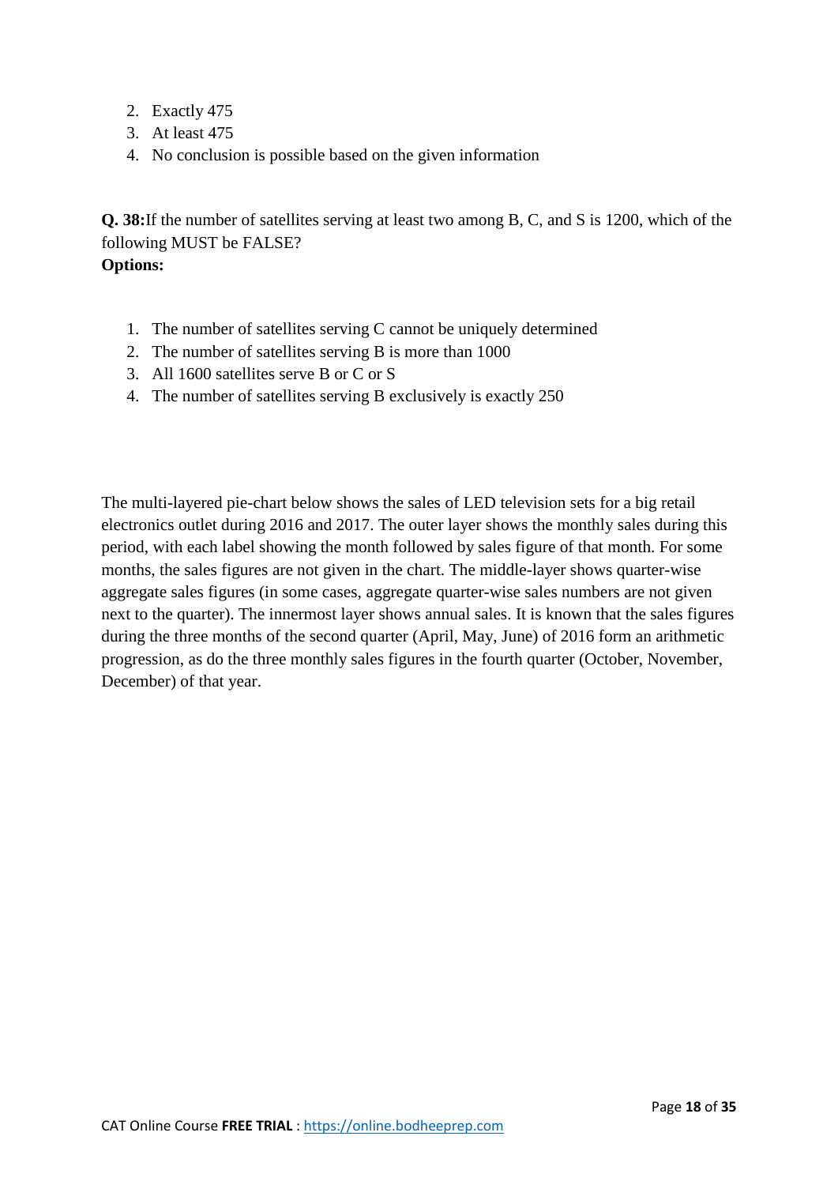2. Exactly 475
3. At least 475
4. No conclusion is possible based on the given information

**Q. 38:**If the number of satellites serving at least two among B, C, and S is 1200, which of the following MUST be FALSE?

**Options:**

1. The number of satellites serving C cannot be uniquely determined
2. The number of satellites serving B is more than 1000
3. All 1600 satellites serve B or C or S
4. The number of satellites serving B exclusively is exactly 250

The multi-layered pie-chart below shows the sales of LED television sets for a big retail electronics outlet during 2016 and 2017. The outer layer shows the monthly sales during this period, with each label showing the month followed by sales figure of that month. For some months, the sales figures are not given in the chart. The middle-layer shows quarter-wise aggregate sales figures (in some cases, aggregate quarter-wise sales numbers are not given next to the quarter). The innermost layer shows annual sales. It is known that the sales figures during the three months of the second quarter (April, May, June) of 2016 form an arithmetic progression, as do the three monthly sales figures in the fourth quarter (October, November, December) of that year.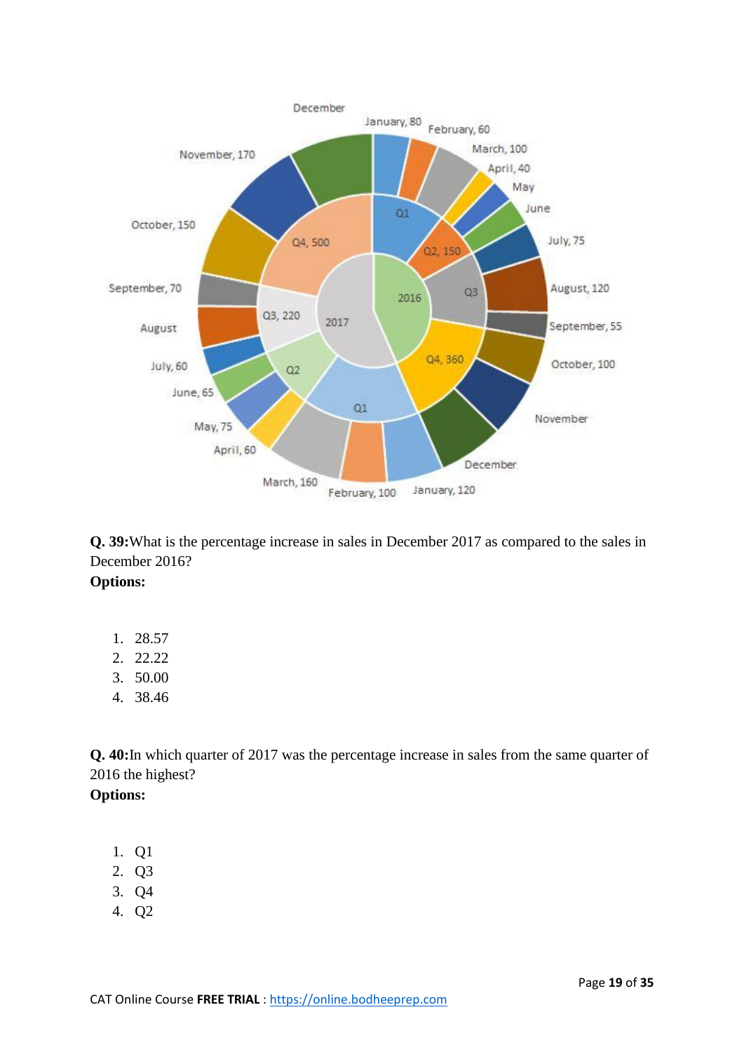**Q. 39:** What is the percentage increase in sales in December 2017 as compared to the sales in December 2016?

**Options:**

1. 28.57
2. 22.22
3. 50.00
4. 38.46

**Q. 40:** In which quarter of 2017 was the percentage increase in sales from the same quarter of 2016 the highest?

**Options:**

1. Q1
2. Q3
3. Q4
4. Q2

CAT Online Course **FREE TRIAL** : https://online.bodheeprep.com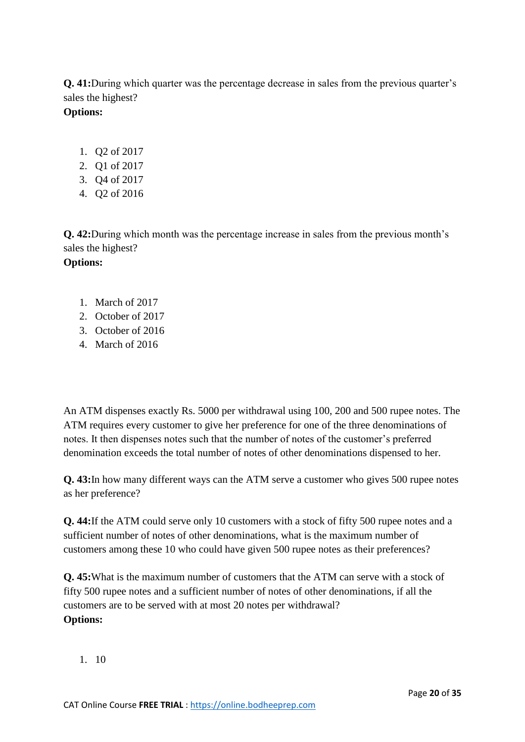**Q. 41:**During which quarter was the percentage decrease in sales from the previous quarter's sales the highest?
**Options:**

1. Q2 of 2017
2. Q1 of 2017
3. Q4 of 2017
4. Q2 of 2016

**Q. 42:**During which month was the percentage increase in sales from the previous month's sales the highest?
**Options:**

1. March of 2017
2. October of 2017
3. October of 2016
4. March of 2016

An ATM dispenses exactly Rs. 5000 per withdrawal using 100, 200 and 500 rupee notes. The ATM requires every customer to give her preference for one of the three denominations of notes. It then dispenses notes such that the number of notes of the customer's preferred denomination exceeds the total number of notes of other denominations dispensed to her.

**Q. 43:**In how many different ways can the ATM serve a customer who gives 500 rupee notes as her preference?

**Q. 44:**If the ATM could serve only 10 customers with a stock of fifty 500 rupee notes and a sufficient number of notes of other denominations, what is the maximum number of customers among these 10 who could have given 500 rupee notes as their preferences?

**Q. 45:**What is the maximum number of customers that the ATM can serve with a stock of fifty 500 rupee notes and a sufficient number of notes of other denominations, if all the customers are to be served with at most 20 notes per withdrawal?
**Options:**

1. 10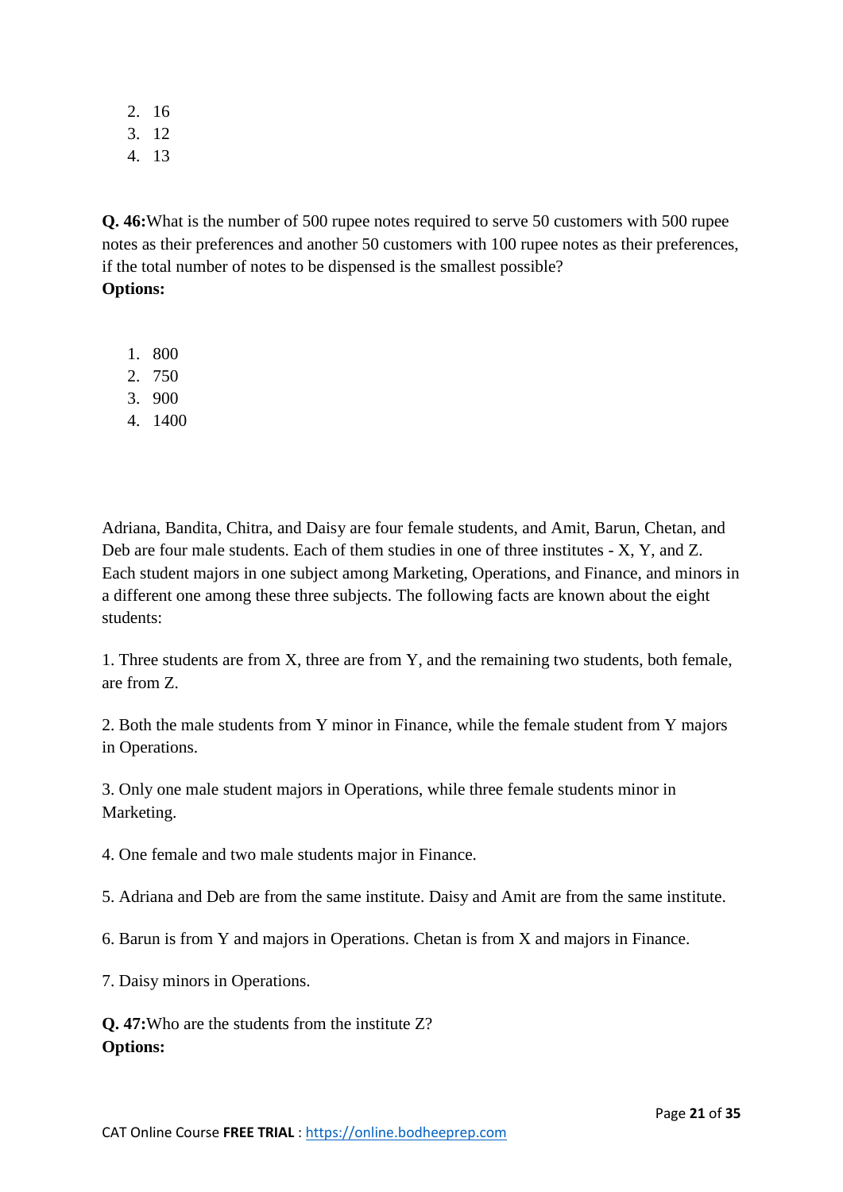2. 16
3. 12
4. 13

**Q. 46:**What is the number of 500 rupee notes required to serve 50 customers with 500 rupee notes as their preferences and another 50 customers with 100 rupee notes as their preferences, if the total number of notes to be dispensed is the smallest possible?

**Options:**

1. 800
2. 750
3. 900
4. 1400

Adriana, Bandita, Chitra, and Daisy are four female students, and Amit, Barun, Chetan, and Deb are four male students. Each of them studies in one of three institutes - X, Y, and Z. Each student majors in one subject among Marketing, Operations, and Finance, and minors in a different one among these three subjects. The following facts are known about the eight students:

1. Three students are from X, three are from Y, and the remaining two students, both female, are from Z.

2. Both the male students from Y minor in Finance, while the female student from Y majors in Operations.

3. Only one male student majors in Operations, while three female students minor in Marketing.

4. One female and two male students major in Finance.

5. Adriana and Deb are from the same institute. Daisy and Amit are from the same institute.

6. Barun is from Y and majors in Operations. Chetan is from X and majors in Finance.

7. Daisy minors in Operations.

**Q. 47:**Who are the students from the institute Z?

**Options:**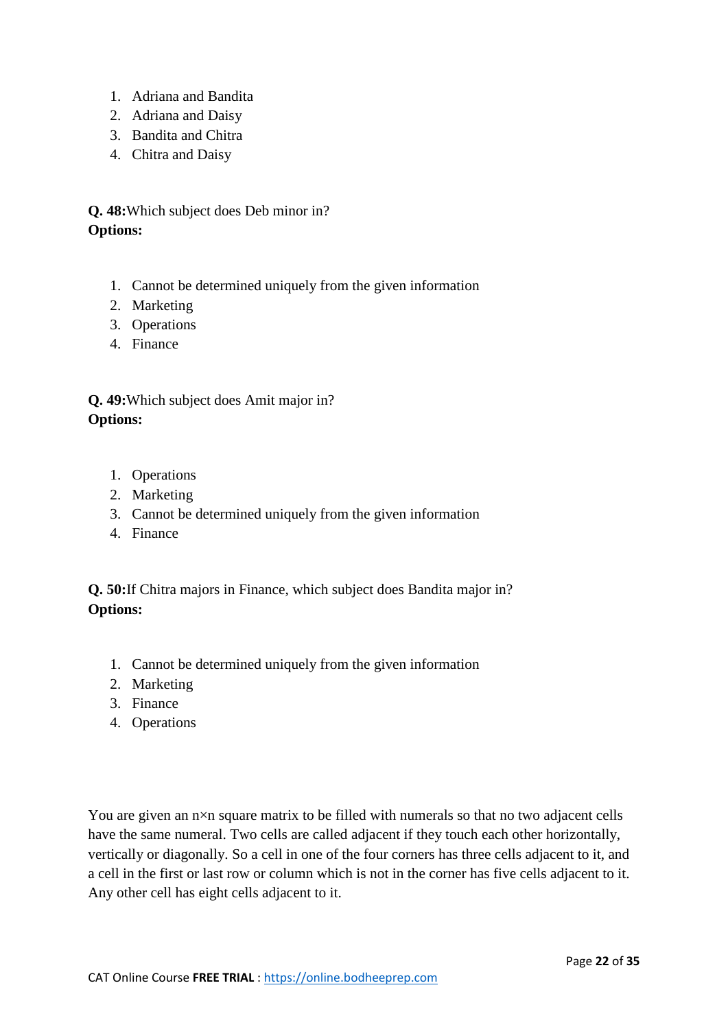1. Adriana and Bandita
2. Adriana and Daisy
3. Bandita and Chitra
4. Chitra and Daisy

**Q. 48:** Which subject does Deb minor in?
**Options:**

1. Cannot be determined uniquely from the given information
2. Marketing
3. Operations
4. Finance

**Q. 49:** Which subject does Amit major in?
**Options:**

1. Operations
2. Marketing
3. Cannot be determined uniquely from the given information
4. Finance

**Q. 50:** If Chitra majors in Finance, which subject does Bandita major in?
**Options:**

1. Cannot be determined uniquely from the given information
2. Marketing
3. Finance
4. Operations

You are given an n×n square matrix to be filled with numerals so that no two adjacent cells have the same numeral. Two cells are called adjacent if they touch each other horizontally, vertically or diagonally. So a cell in one of the four corners has three cells adjacent to it, and a cell in the first or last row or column which is not in the corner has five cells adjacent to it. Any other cell has eight cells adjacent to it.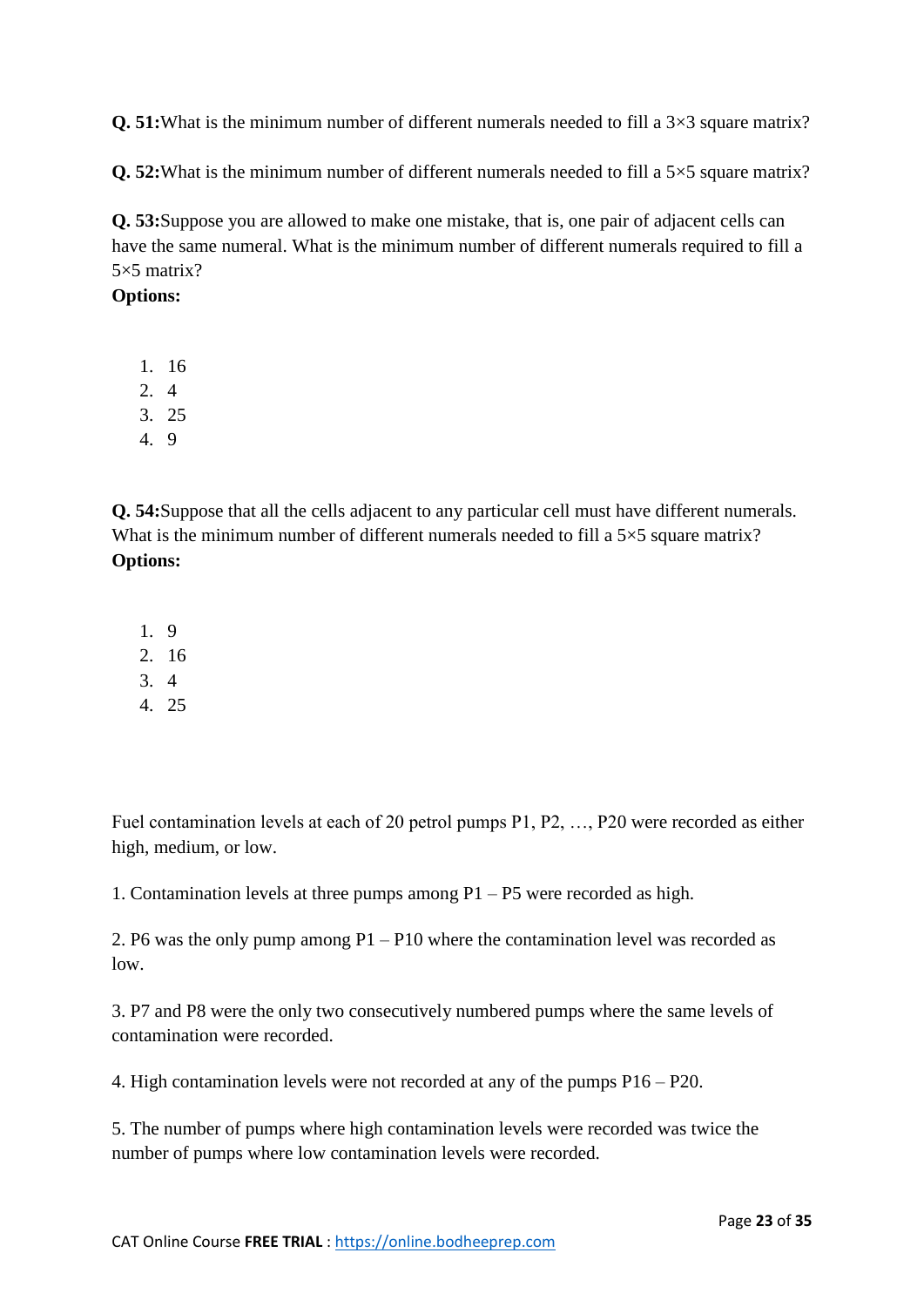**Q. 51:**What is the minimum number of different numerals needed to fill a 3×3 square matrix?

**Q. 52:**What is the minimum number of different numerals needed to fill a 5×5 square matrix?

**Q. 53:**Suppose you are allowed to make one mistake, that is, one pair of adjacent cells can have the same numeral. What is the minimum number of different numerals required to fill a 5×5 matrix?

**Options:**

1. 16
2. 4
3. 25
4. 9

**Q. 54:**Suppose that all the cells adjacent to any particular cell must have different numerals. What is the minimum number of different numerals needed to fill a 5×5 square matrix?

**Options:**

1. 9
2. 16
3. 4
4. 25

Fuel contamination levels at each of 20 petrol pumps P1, P2, …, P20 were recorded as either high, medium, or low.

1. Contamination levels at three pumps among P1 – P5 were recorded as high.

2. P6 was the only pump among P1 – P10 where the contamination level was recorded as low.

3. P7 and P8 were the only two consecutively numbered pumps where the same levels of contamination were recorded.

4. High contamination levels were not recorded at any of the pumps P16 – P20.

5. The number of pumps where high contamination levels were recorded was twice the number of pumps where low contamination levels were recorded.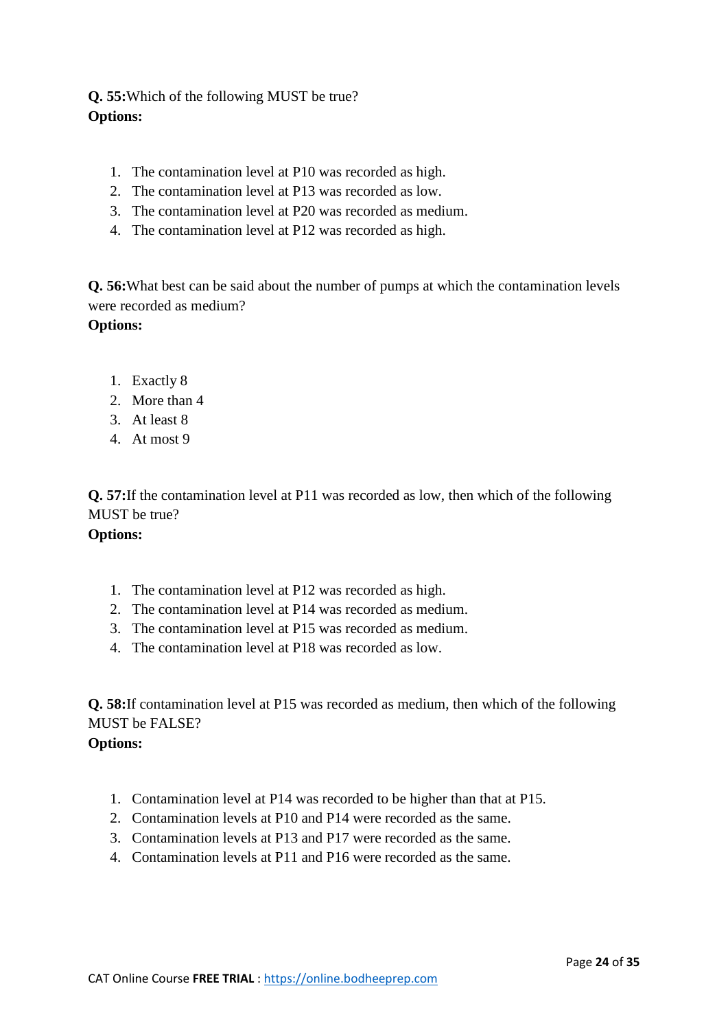**Q. 55:**Which of the following MUST be true?
**Options:**

1. The contamination level at P10 was recorded as high.
2. The contamination level at P13 was recorded as low.
3. The contamination level at P20 was recorded as medium.
4. The contamination level at P12 was recorded as high.

**Q. 56:**What best can be said about the number of pumps at which the contamination levels were recorded as medium?
**Options:**

1. Exactly 8
2. More than 4
3. At least 8
4. At most 9

**Q. 57:**If the contamination level at P11 was recorded as low, then which of the following MUST be true?
**Options:**

1. The contamination level at P12 was recorded as high.
2. The contamination level at P14 was recorded as medium.
3. The contamination level at P15 was recorded as medium.
4. The contamination level at P18 was recorded as low.

**Q. 58:**If contamination level at P15 was recorded as medium, then which of the following MUST be FALSE?
**Options:**

1. Contamination level at P14 was recorded to be higher than that at P15.
2. Contamination levels at P10 and P14 were recorded as the same.
3. Contamination levels at P13 and P17 were recorded as the same.
4. Contamination levels at P11 and P16 were recorded as the same.

CAT Online Course **FREE TRIAL** : https://online.bodheeprep.com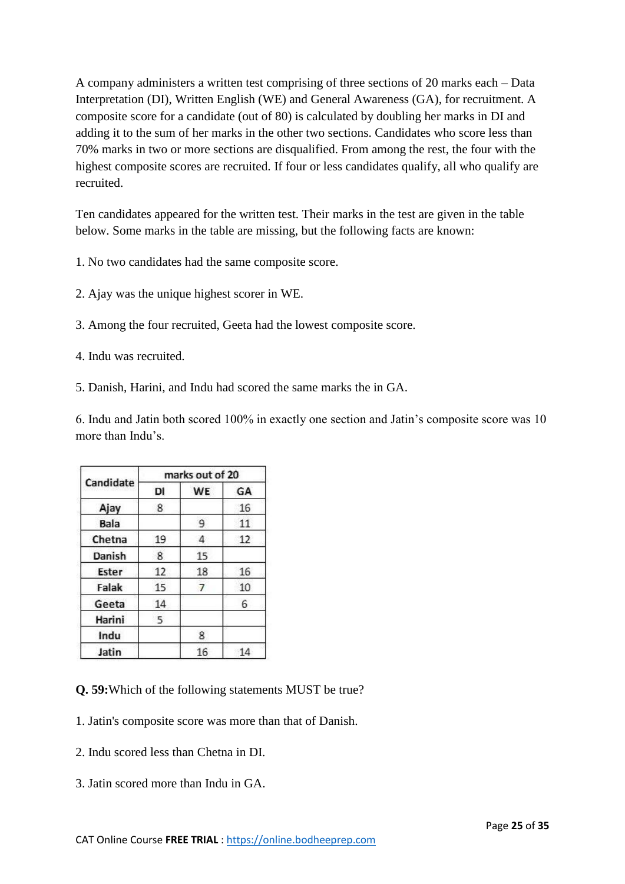A company administers a written test comprising of three sections of 20 marks each – Data Interpretation (DI), Written English (WE) and General Awareness (GA), for recruitment. A composite score for a candidate (out of 80) is calculated by doubling her marks in DI and adding it to the sum of her marks in the other two sections. Candidates who score less than 70% marks in two or more sections are disqualified. From among the rest, the four with the highest composite scores are recruited. If four or less candidates qualify, all who qualify are recruited.

Ten candidates appeared for the written test. Their marks in the test are given in the table below. Some marks in the table are missing, but the following facts are known:

1. No two candidates had the same composite score.

2. Ajay was the unique highest scorer in WE.

3. Among the four recruited, Geeta had the lowest composite score.

4. Indu was recruited.

5. Danish, Harini, and Indu had scored the same marks the in GA.

6. Indu and Jatin both scored 100% in exactly one section and Jatin's composite score was 10 more than Indu's.

| Candidate | marks out of 20 | | |
|---|---|---|---|
| | DI | WE | GA |
| Ajay | 8 | | 16 |
| Bala | | 9 | 11 |
| Chetna | 19 | 4 | 12 |
| Danish | 8 | 15 | |
| Ester | 12 | 18 | 16 |
| Falak | 15 | 7 | 10 |
| Geeta | 14 | | 6 |
| Harini | 5 | | |
| Indu | | 8 | |
| Jatin | | 16 | 14 |

**Q. 59:** Which of the following statements MUST be true?

1. Jatin's composite score was more than that of Danish.

2. Indu scored less than Chetna in DI.

3. Jatin scored more than Indu in GA.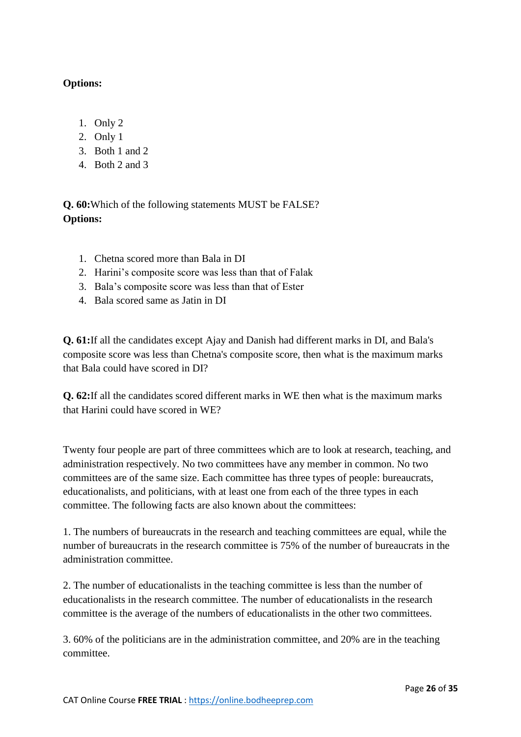**Options:**

1. Only 2
2. Only 1
3. Both 1 and 2
4. Both 2 and 3

**Q. 60:**Which of the following statements MUST be FALSE?
**Options:**

1. Chetna scored more than Bala in DI
2. Harini's composite score was less than that of Falak
3. Bala's composite score was less than that of Ester
4. Bala scored same as Jatin in DI

**Q. 61:**If all the candidates except Ajay and Danish had different marks in DI, and Bala's composite score was less than Chetna's composite score, then what is the maximum marks that Bala could have scored in DI?

**Q. 62:**If all the candidates scored different marks in WE then what is the maximum marks that Harini could have scored in WE?

Twenty four people are part of three committees which are to look at research, teaching, and administration respectively. No two committees have any member in common. No two committees are of the same size. Each committee has three types of people: bureaucrats, educationalists, and politicians, with at least one from each of the three types in each committee. The following facts are also known about the committees:

1. The numbers of bureaucrats in the research and teaching committees are equal, while the number of bureaucrats in the research committee is 75% of the number of bureaucrats in the administration committee.

2. The number of educationalists in the teaching committee is less than the number of educationalists in the research committee. The number of educationalists in the research committee is the average of the numbers of educationalists in the other two committees.

3. 60% of the politicians are in the administration committee, and 20% are in the teaching committee.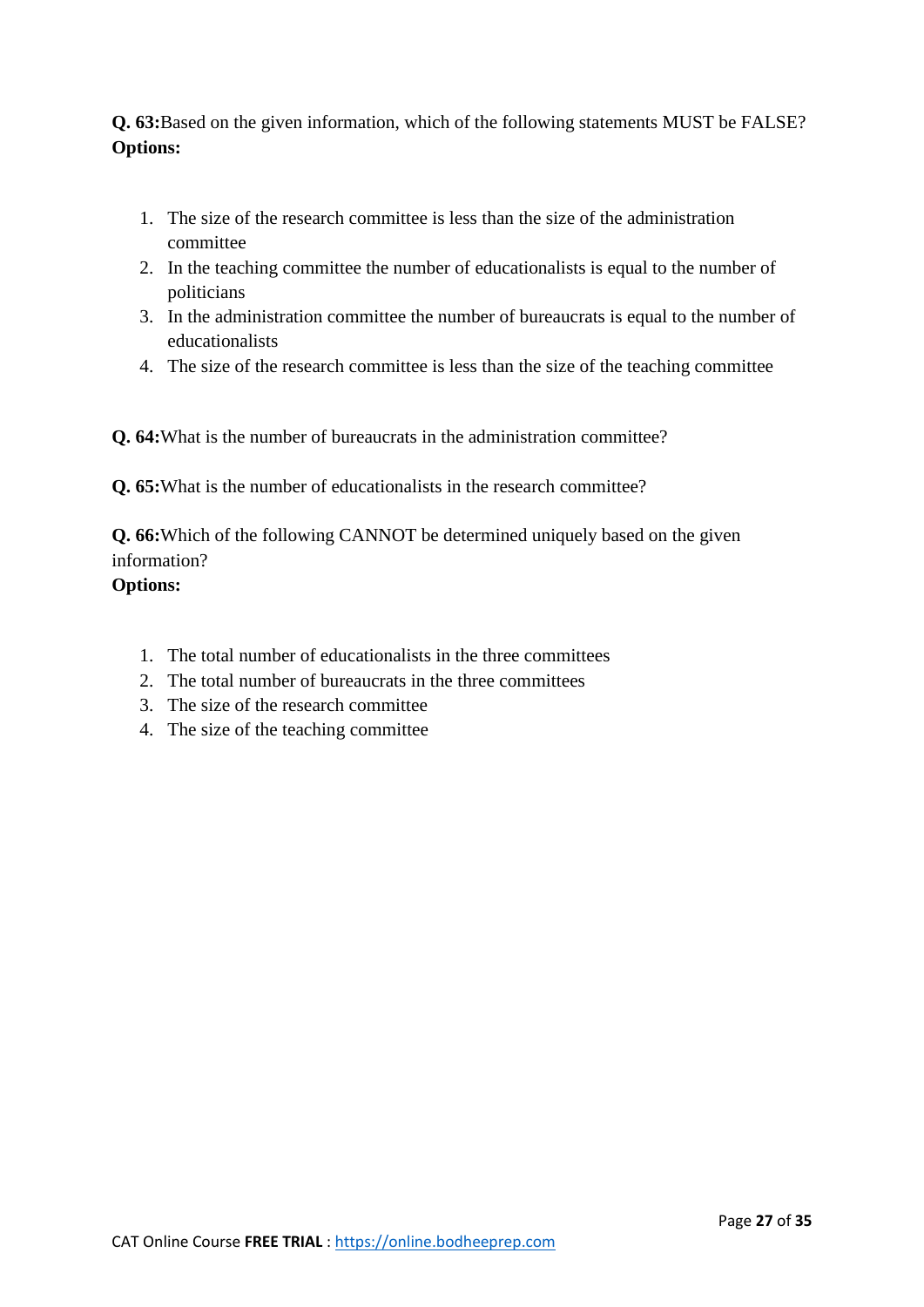**Q. 63:**Based on the given information, which of the following statements MUST be FALSE?
**Options:**

1. The size of the research committee is less than the size of the administration committee
2. In the teaching committee the number of educationalists is equal to the number of politicians
3. In the administration committee the number of bureaucrats is equal to the number of educationalists
4. The size of the research committee is less than the size of the teaching committee

**Q. 64:**What is the number of bureaucrats in the administration committee?

**Q. 65:**What is the number of educationalists in the research committee?

**Q. 66:**Which of the following CANNOT be determined uniquely based on the given information?
**Options:**

1. The total number of educationalists in the three committees
2. The total number of bureaucrats in the three committees
3. The size of the research committee
4. The size of the teaching committee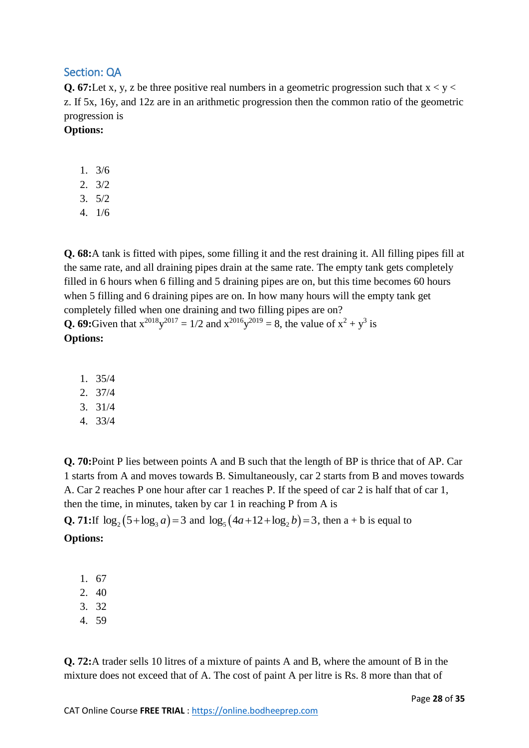## Section: QA

**Q. 67:**Let x, y, z be three positive real numbers in a geometric progression such that $x < y < z$. If 5x, 16y, and 12z are in an arithmetic progression then the common ratio of the geometric progression is

**Options:**

1. 3/6
2. 3/2
3. 5/2
4. 1/6

**Q. 68:**A tank is fitted with pipes, some filling it and the rest draining it. All filling pipes fill at the same rate, and all draining pipes drain at the same rate. The empty tank gets completely filled in 6 hours when 6 filling and 5 draining pipes are on, but this time becomes 60 hours when 5 filling and 6 draining pipes are on. In how many hours will the empty tank get completely filled when one draining and two filling pipes are on?

**Q. 69:**Given that $x^{2018}y^{2017} = 1/2$ and $x^{2016}y^{2019} = 8$, the value of $x^2 + y^3$ is

**Options:**

1. 35/4
2. 37/4
3. 31/4
4. 33/4

**Q. 70:**Point P lies between points A and B such that the length of BP is thrice that of AP. Car 1 starts from A and moves towards B. Simultaneously, car 2 starts from B and moves towards A. Car 2 reaches P one hour after car 1 reaches P. If the speed of car 2 is half that of car 1, then the time, in minutes, taken by car 1 in reaching P from A is

**Q. 71:**If $\log_2(5+\log_3 a)=3$ and $\log_5(4a+12+\log_2 b)=3$, then a + b is equal to

**Options:**

1. 67
2. 40
3. 32
4. 59

**Q. 72:**A trader sells 10 litres of a mixture of paints A and B, where the amount of B in the mixture does not exceed that of A. The cost of paint A per litre is Rs. 8 more than that of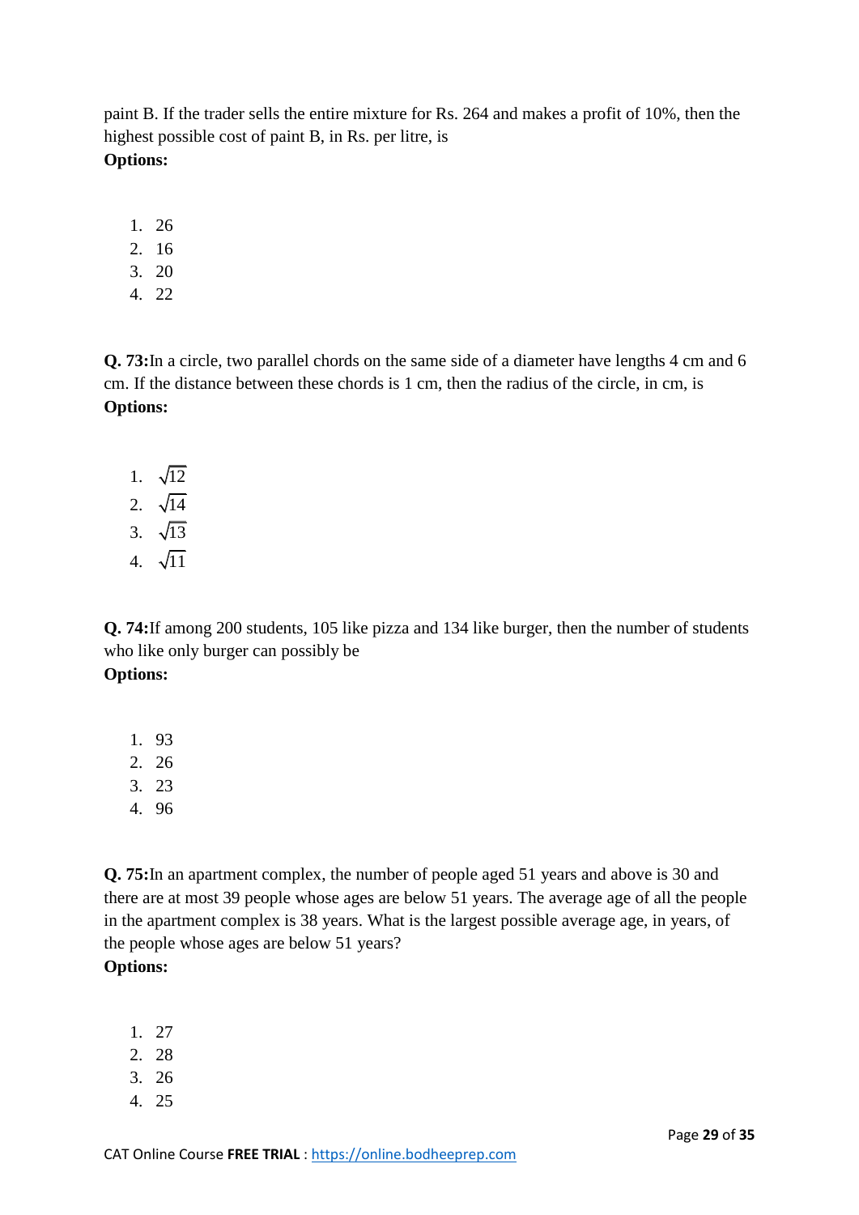paint B. If the trader sells the entire mixture for Rs. 264 and makes a profit of 10%, then the highest possible cost of paint B, in Rs. per litre, is

**Options:**

1. 26
2. 16
3. 20
4. 22

**Q. 73:**In a circle, two parallel chords on the same side of a diameter have lengths 4 cm and 6 cm. If the distance between these chords is 1 cm, then the radius of the circle, in cm, is

**Options:**

1. $\sqrt{12}$
2. $\sqrt{14}$
3. $\sqrt{13}$
4. $\sqrt{11}$

**Q. 74:**If among 200 students, 105 like pizza and 134 like burger, then the number of students who like only burger can possibly be

**Options:**

1. 93
2. 26
3. 23
4. 96

**Q. 75:**In an apartment complex, the number of people aged 51 years and above is 30 and there are at most 39 people whose ages are below 51 years. The average age of all the people in the apartment complex is 38 years. What is the largest possible average age, in years, of the people whose ages are below 51 years?

**Options:**

1. 27
2. 28
3. 26
4. 25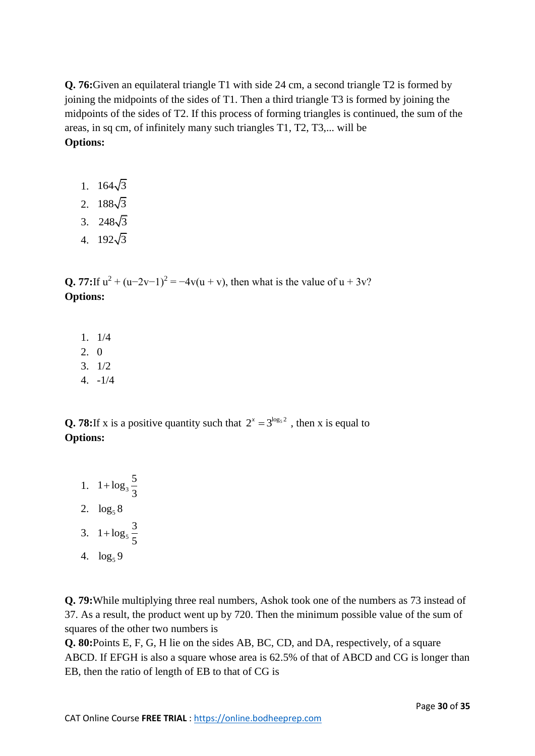**Q. 76:**Given an equilateral triangle T1 with side 24 cm, a second triangle T2 is formed by joining the midpoints of the sides of T1. Then a third triangle T3 is formed by joining the midpoints of the sides of T2. If this process of forming triangles is continued, the sum of the areas, in sq cm, of infinitely many such triangles T1, T2, T3,... will be

**Options:**

1. $164\sqrt{3}$
2. $188\sqrt{3}$
3. $248\sqrt{3}$
4. $192\sqrt{3}$

**Q. 77:**If $u^2 + (u-2v-1)^2 = -4v(u + v)$, then what is the value of u + 3v?

**Options:**

1. 1/4
2. 0
3. 1/2
4. -1/4

**Q. 78:**If x is a positive quantity such that $2^x = 3^{\log_5 2}$, then x is equal to

**Options:**

1. $1+\log_3 \frac{5}{3}$
2. $\log_5 8$
3. $1+\log_5 \frac{3}{5}$
4. $\log_5 9$

**Q. 79:**While multiplying three real numbers, Ashok took one of the numbers as 73 instead of 37. As a result, the product went up by 720. Then the minimum possible value of the sum of squares of the other two numbers is

**Q. 80:**Points E, F, G, H lie on the sides AB, BC, CD, and DA, respectively, of a square ABCD. If EFGH is also a square whose area is 62.5% of that of ABCD and CG is longer than EB, then the ratio of length of EB to that of CG is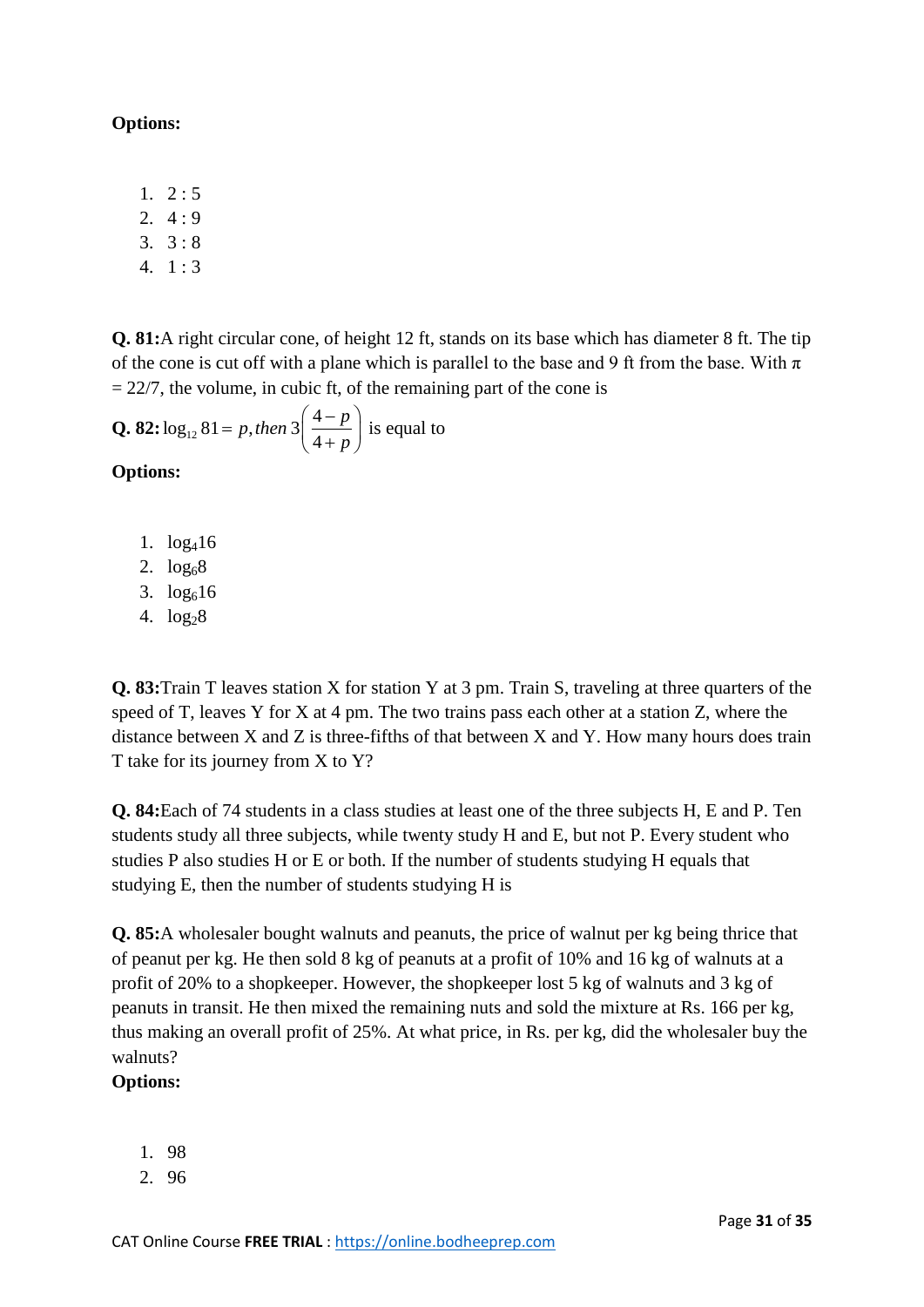**Options:**

1. 2 : 5
2. 4 : 9
3. 3 : 8
4. 1 : 3

**Q. 81:**A right circular cone, of height 12 ft, stands on its base which has diameter 8 ft. The tip of the cone is cut off with a plane which is parallel to the base and 9 ft from the base. With π = 22/7, the volume, in cubic ft, of the remaining part of the cone is

**Q. 82:** $\log_{12} 81 = p, \textit{then}\ 3\left(\frac{4-p}{4+p}\right)$ is equal to

**Options:**

1. $\log_4 16$
2. $\log_6 8$
3. $\log_6 16$
4. $\log_2 8$

**Q. 83:**Train T leaves station X for station Y at 3 pm. Train S, traveling at three quarters of the speed of T, leaves Y for X at 4 pm. The two trains pass each other at a station Z, where the distance between X and Z is three-fifths of that between X and Y. How many hours does train T take for its journey from X to Y?

**Q. 84:**Each of 74 students in a class studies at least one of the three subjects H, E and P. Ten students study all three subjects, while twenty study H and E, but not P. Every student who studies P also studies H or E or both. If the number of students studying H equals that studying E, then the number of students studying H is

**Q. 85:**A wholesaler bought walnuts and peanuts, the price of walnut per kg being thrice that of peanut per kg. He then sold 8 kg of peanuts at a profit of 10% and 16 kg of walnuts at a profit of 20% to a shopkeeper. However, the shopkeeper lost 5 kg of walnuts and 3 kg of peanuts in transit. He then mixed the remaining nuts and sold the mixture at Rs. 166 per kg, thus making an overall profit of 25%. At what price, in Rs. per kg, did the wholesaler buy the walnuts?

**Options:**

1. 98
2. 96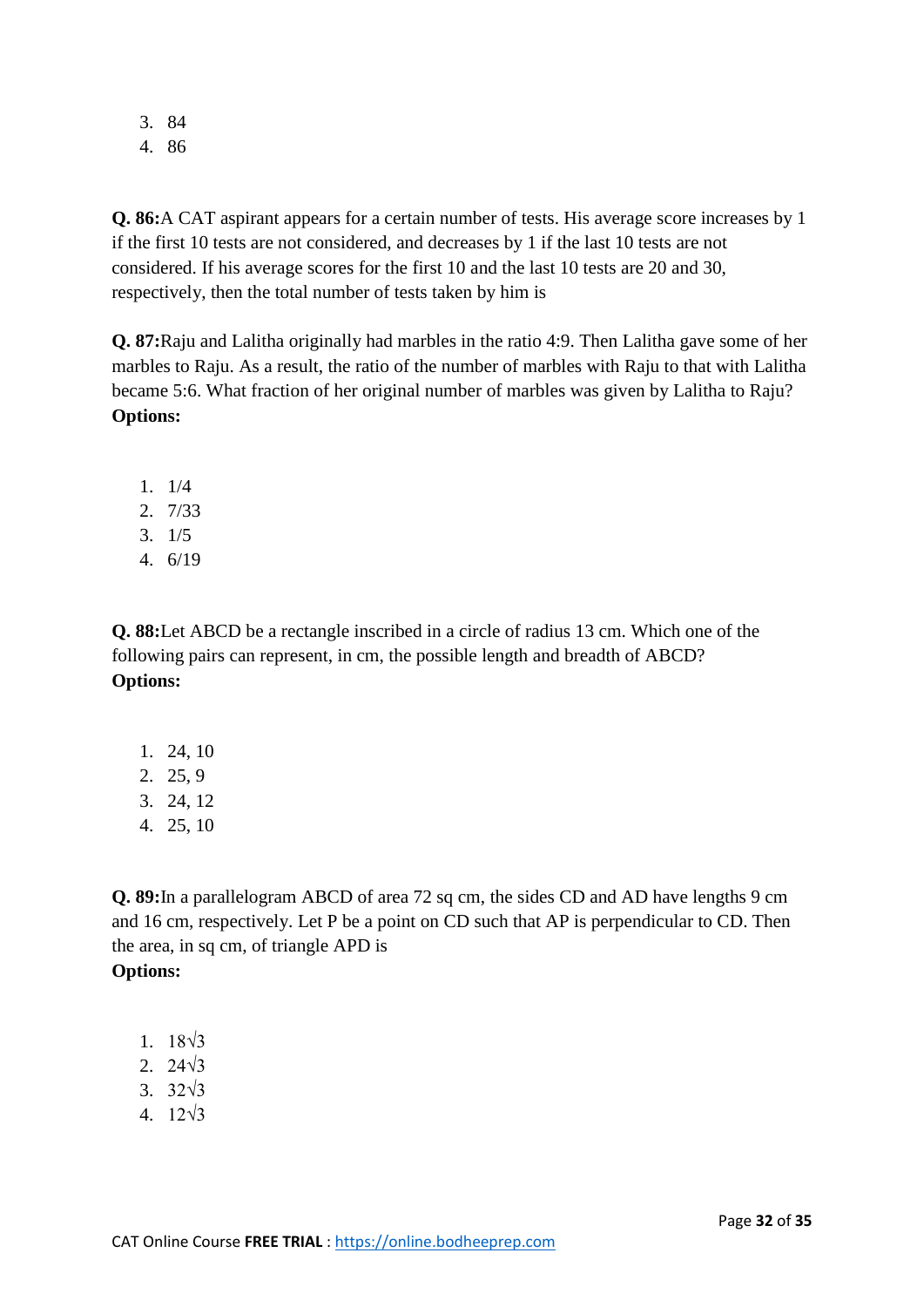3. 84
4. 86

**Q. 86:**A CAT aspirant appears for a certain number of tests. His average score increases by 1 if the first 10 tests are not considered, and decreases by 1 if the last 10 tests are not considered. If his average scores for the first 10 and the last 10 tests are 20 and 30, respectively, then the total number of tests taken by him is

**Q. 87:**Raju and Lalitha originally had marbles in the ratio 4:9. Then Lalitha gave some of her marbles to Raju. As a result, the ratio of the number of marbles with Raju to that with Lalitha became 5:6. What fraction of her original number of marbles was given by Lalitha to Raju?
**Options:**

1. 1/4
2. 7/33
3. 1/5
4. 6/19

**Q. 88:**Let ABCD be a rectangle inscribed in a circle of radius 13 cm. Which one of the following pairs can represent, in cm, the possible length and breadth of ABCD?
**Options:**

1. 24, 10
2. 25, 9
3. 24, 12
4. 25, 10

**Q. 89:**In a parallelogram ABCD of area 72 sq cm, the sides CD and AD have lengths 9 cm and 16 cm, respectively. Let P be a point on CD such that AP is perpendicular to CD. Then the area, in sq cm, of triangle APD is
**Options:**

1. $18\sqrt{3}$
2. $24\sqrt{3}$
3. $32\sqrt{3}$
4. $12\sqrt{3}$

CAT Online Course **FREE TRIAL** : https://online.bodheeprep.com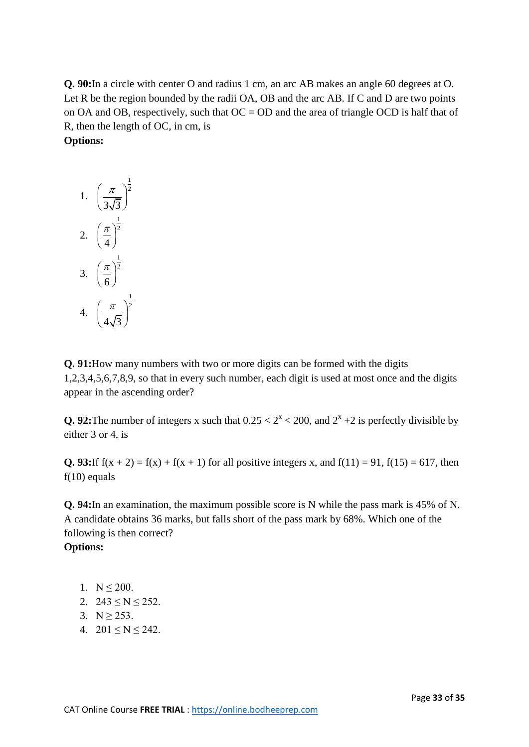**Q. 90:**In a circle with center O and radius 1 cm, an arc AB makes an angle 60 degrees at O. Let R be the region bounded by the radii OA, OB and the arc AB. If C and D are two points on OA and OB, respectively, such that OC = OD and the area of triangle OCD is half that of R, then the length of OC, in cm, is

**Options:**

1. $\left(\frac{\pi}{3\sqrt{3}}\right)^{\frac{1}{2}}$
2. $\left(\frac{\pi}{4}\right)^{\frac{1}{2}}$
3. $\left(\frac{\pi}{6}\right)^{\frac{1}{2}}$
4. $\left(\frac{\pi}{4\sqrt{3}}\right)^{\frac{1}{2}}$

**Q. 91:**How many numbers with two or more digits can be formed with the digits 1,2,3,4,5,6,7,8,9, so that in every such number, each digit is used at most once and the digits appear in the ascending order?

**Q. 92:**The number of integers x such that $0.25 < 2^x < 200$, and $2^x + 2$ is perfectly divisible by either 3 or 4, is

**Q. 93:**If $f(x + 2) = f(x) + f(x + 1)$ for all positive integers x, and $f(11) = 91$, $f(15) = 617$, then $f(10)$ equals

**Q. 94:**In an examination, the maximum possible score is N while the pass mark is 45% of N. A candidate obtains 36 marks, but falls short of the pass mark by 68%. Which one of the following is then correct?

**Options:**

1. $N \leq 200$.
2. $243 \leq N \leq 252$.
3. $N \geq 253$.
4. $201 \leq N \leq 242$.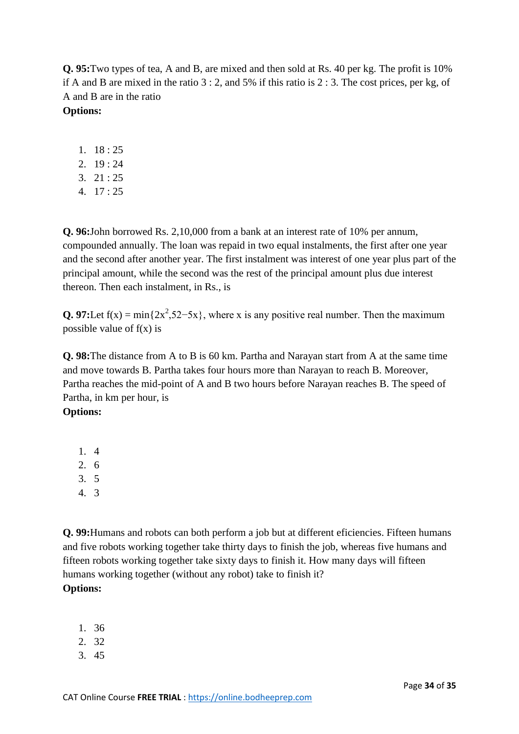**Q. 95:**Two types of tea, A and B, are mixed and then sold at Rs. 40 per kg. The profit is 10% if A and B are mixed in the ratio 3 : 2, and 5% if this ratio is 2 : 3. The cost prices, per kg, of A and B are in the ratio

**Options:**

1. 18 : 25
2. 19 : 24
3. 21 : 25
4. 17 : 25

**Q. 96:**John borrowed Rs. 2,10,000 from a bank at an interest rate of 10% per annum, compounded annually. The loan was repaid in two equal instalments, the first after one year and the second after another year. The first instalment was interest of one year plus part of the principal amount, while the second was the rest of the principal amount plus due interest thereon. Then each instalment, in Rs., is

**Q. 97:**Let $f(x) = \min\{2x^2, 52-5x\}$, where x is any positive real number. Then the maximum possible value of f(x) is

**Q. 98:**The distance from A to B is 60 km. Partha and Narayan start from A at the same time and move towards B. Partha takes four hours more than Narayan to reach B. Moreover, Partha reaches the mid-point of A and B two hours before Narayan reaches B. The speed of Partha, in km per hour, is

**Options:**

1. 4
2. 6
3. 5
4. 3

**Q. 99:**Humans and robots can both perform a job but at different eficiencies. Fifteen humans and five robots working together take thirty days to finish the job, whereas five humans and fifteen robots working together take sixty days to finish it. How many days will fifteen humans working together (without any robot) take to finish it?

**Options:**

1. 36
2. 32
3. 45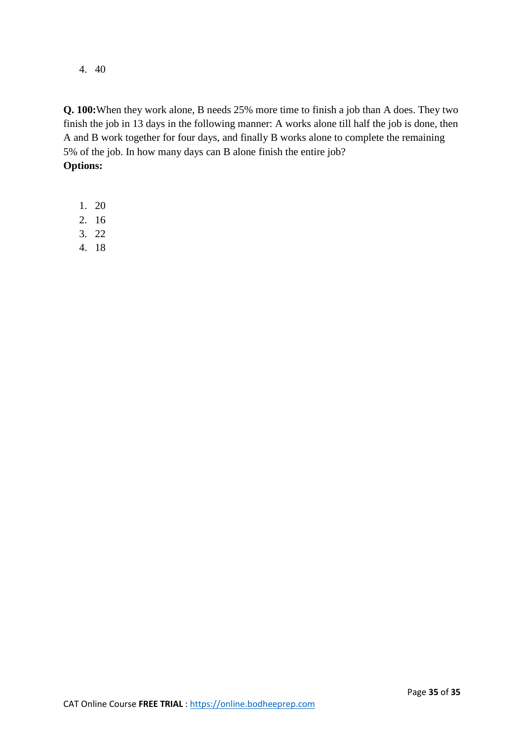4. 40

**Q. 100:**When they work alone, B needs 25% more time to finish a job than A does. They two finish the job in 13 days in the following manner: A works alone till half the job is done, then A and B work together for four days, and finally B works alone to complete the remaining 5% of the job. In how many days can B alone finish the entire job?

**Options:**

1. 20
2. 16
3. 22
4. 18